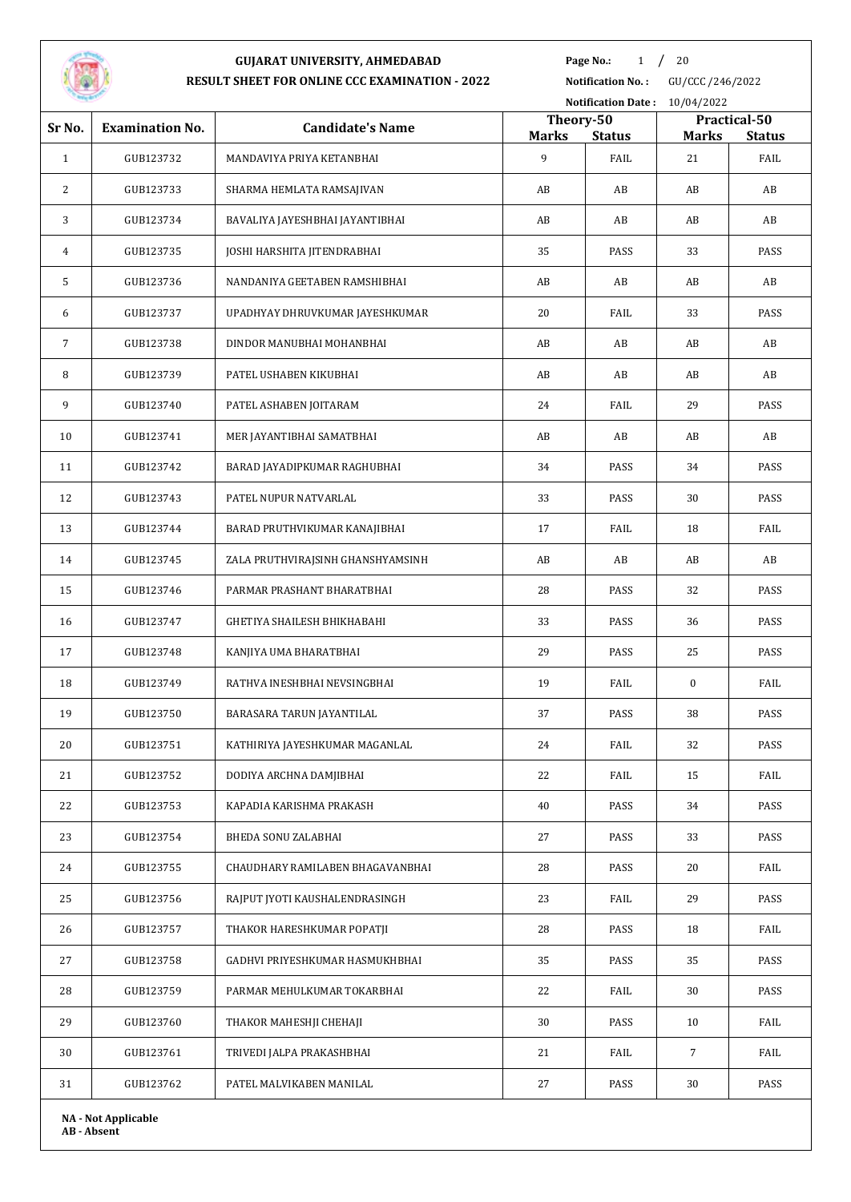# GUJARAT UNIVERSITY, AHMEDABAD

## RESULT SHEET FOR ONLINE CCC EXAMINATION - 2022

**Notification No. :** GU/CCC/246/2022

**Notification Date :** 10/04/2022

| Sr No. | Examination No. | Candidate's Name | Theory-50 | | Practical-50 | |
|---|---|---|---|---|---|---|
| | | | **Marks** | **Status** | **Marks** | **Status** |
| 1 | GUB123732 | MANDAVIYA PRIYA KETANBHAI | 9 | FAIL | 21 | FAIL |
| 2 | GUB123733 | SHARMA HEMLATA RAMSAJIVAN | AB | AB | AB | AB |
| 3 | GUB123734 | BAVALIYA JAYESHBHAI JAYANTIBHAI | AB | AB | AB | AB |
| 4 | GUB123735 | JOSHI HARSHITA JITENDRABHAI | 35 | PASS | 33 | PASS |
| 5 | GUB123736 | NANDANIYA GEETABEN RAMSHIBHAI | AB | AB | AB | AB |
| 6 | GUB123737 | UPADHYAY DHRUVKUMAR JAYESHKUMAR | 20 | FAIL | 33 | PASS |
| 7 | GUB123738 | DINDOR MANUBHAI MOHANBHAI | AB | AB | AB | AB |
| 8 | GUB123739 | PATEL USHABEN KIKUBHAI | AB | AB | AB | AB |
| 9 | GUB123740 | PATEL ASHABEN JOITARAM | 24 | FAIL | 29 | PASS |
| 10 | GUB123741 | MER JAYANTIBHAI SAMATBHAI | AB | AB | AB | AB |
| 11 | GUB123742 | BARAD JAYADIPKUMAR RAGHUBHAI | 34 | PASS | 34 | PASS |
| 12 | GUB123743 | PATEL NUPUR NATVARLAL | 33 | PASS | 30 | PASS |
| 13 | GUB123744 | BARAD PRUTHVIKUMAR KANAJIBHAI | 17 | FAIL | 18 | FAIL |
| 14 | GUB123745 | ZALA PRUTHVIRAJSINH GHANSHYAMSINH | AB | AB | AB | AB |
| 15 | GUB123746 | PARMAR PRASHANT BHARATBHAI | 28 | PASS | 32 | PASS |
| 16 | GUB123747 | GHETIYA SHAILESH BHIKHABAHI | 33 | PASS | 36 | PASS |
| 17 | GUB123748 | KANJIYA UMA BHARATBHAI | 29 | PASS | 25 | PASS |
| 18 | GUB123749 | RATHVA INESHBHAI NEVSINGBHAI | 19 | FAIL | 0 | FAIL |
| 19 | GUB123750 | BARASARA TARUN JAYANTILAL | 37 | PASS | 38 | PASS |
| 20 | GUB123751 | KATHIRIYA JAYESHKUMAR MAGANLAL | 24 | FAIL | 32 | PASS |
| 21 | GUB123752 | DODIYA ARCHNA DAMJIBHAI | 22 | FAIL | 15 | FAIL |
| 22 | GUB123753 | KAPADIA KARISHMA PRAKASH | 40 | PASS | 34 | PASS |
| 23 | GUB123754 | BHEDA SONU ZALABHAI | 27 | PASS | 33 | PASS |
| 24 | GUB123755 | CHAUDHARY RAMILABEN BHAGAVANBHAI | 28 | PASS | 20 | FAIL |
| 25 | GUB123756 | RAJPUT JYOTI KAUSHALENDRASINGH | 23 | FAIL | 29 | PASS |
| 26 | GUB123757 | THAKOR HARESHKUMAR POPATJI | 28 | PASS | 18 | FAIL |
| 27 | GUB123758 | GADHVI PRIYESHKUMAR HASMUKHBHAI | 35 | PASS | 35 | PASS |
| 28 | GUB123759 | PARMAR MEHULKUMAR TOKARBHAI | 22 | FAIL | 30 | PASS |
| 29 | GUB123760 | THAKOR MAHESHJI CHEHAJI | 30 | PASS | 10 | FAIL |
| 30 | GUB123761 | TRIVEDI JALPA PRAKASHBHAI | 21 | FAIL | 7 | FAIL |
| 31 | GUB123762 | PATEL MALVIKABEN MANILAL | 27 | PASS | 30 | PASS |

**NA - Not Applicable**
**AB - Absent**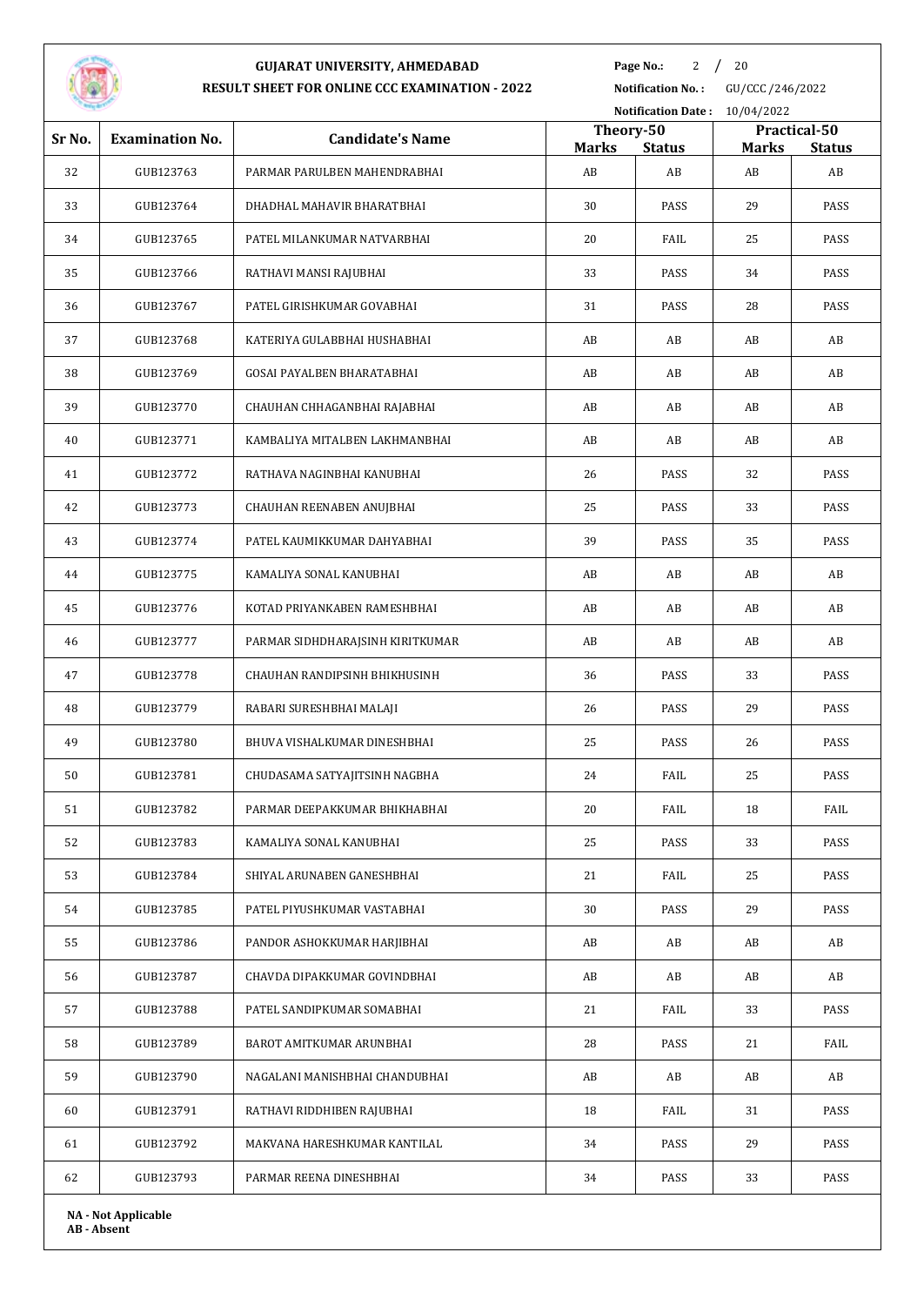# GUJARAT UNIVERSITY, AHMEDABAD

## RESULT SHEET FOR ONLINE CCC EXAMINATION - 2022

**Notification No. :** GU/CCC/246/2022

**Notification Date :** 10/04/2022

| Sr No. | Examination No. | Candidate's Name | Theory-50 | | Practical-50 | |
|---|---|---|---|---|---|---|
| | | | **Marks** | **Status** | **Marks** | **Status** |
| 32 | GUB123763 | PARMAR PARULBEN MAHENDRABHAI | AB | AB | AB | AB |
| 33 | GUB123764 | DHADHAL MAHAVIR BHARATBHAI | 30 | PASS | 29 | PASS |
| 34 | GUB123765 | PATEL MILANKUMAR NATVARBHAI | 20 | FAIL | 25 | PASS |
| 35 | GUB123766 | RATHAVI MANSI RAJUBHAI | 33 | PASS | 34 | PASS |
| 36 | GUB123767 | PATEL GIRISHKUMAR GOVABHAI | 31 | PASS | 28 | PASS |
| 37 | GUB123768 | KATERIYA GULABBHAI HUSHABHAI | AB | AB | AB | AB |
| 38 | GUB123769 | GOSAI PAYALBEN BHARATABHAI | AB | AB | AB | AB |
| 39 | GUB123770 | CHAUHAN CHHAGANBHAI RAJABHAI | AB | AB | AB | AB |
| 40 | GUB123771 | KAMBALIYA MITALBEN LAKHMANBHAI | AB | AB | AB | AB |
| 41 | GUB123772 | RATHAVA NAGINBHAI KANUBHAI | 26 | PASS | 32 | PASS |
| 42 | GUB123773 | CHAUHAN REENABEN ANUJBHAI | 25 | PASS | 33 | PASS |
| 43 | GUB123774 | PATEL KAUMIKKUMAR DAHYABHAI | 39 | PASS | 35 | PASS |
| 44 | GUB123775 | KAMALIYA SONAL KANUBHAI | AB | AB | AB | AB |
| 45 | GUB123776 | KOTAD PRIYANKABEN RAMESHBHAI | AB | AB | AB | AB |
| 46 | GUB123777 | PARMAR SIDHDHARAJSINH KIRITKUMAR | AB | AB | AB | AB |
| 47 | GUB123778 | CHAUHAN RANDIPSINH BHIKHUSINH | 36 | PASS | 33 | PASS |
| 48 | GUB123779 | RABARI SURESHBHAI MALAJI | 26 | PASS | 29 | PASS |
| 49 | GUB123780 | BHUVA VISHALKUMAR DINESHBHAI | 25 | PASS | 26 | PASS |
| 50 | GUB123781 | CHUDASAMA SATYAJITSINH NAGBHA | 24 | FAIL | 25 | PASS |
| 51 | GUB123782 | PARMAR DEEPAKKUMAR BHIKHABHAI | 20 | FAIL | 18 | FAIL |
| 52 | GUB123783 | KAMALIYA SONAL KANUBHAI | 25 | PASS | 33 | PASS |
| 53 | GUB123784 | SHIYAL ARUNABEN GANESHBHAI | 21 | FAIL | 25 | PASS |
| 54 | GUB123785 | PATEL PIYUSHKUMAR VASTABHAI | 30 | PASS | 29 | PASS |
| 55 | GUB123786 | PANDOR ASHOKKUMAR HARJIBHAI | AB | AB | AB | AB |
| 56 | GUB123787 | CHAVDA DIPAKKUMAR GOVINDBHAI | AB | AB | AB | AB |
| 57 | GUB123788 | PATEL SANDIPKUMAR SOMABHAI | 21 | FAIL | 33 | PASS |
| 58 | GUB123789 | BAROT AMITKUMAR ARUNBHAI | 28 | PASS | 21 | FAIL |
| 59 | GUB123790 | NAGALANI MANISHBHAI CHANDUBHAI | AB | AB | AB | AB |
| 60 | GUB123791 | RATHAVI RIDDHIBEN RAJUBHAI | 18 | FAIL | 31 | PASS |
| 61 | GUB123792 | MAKVANA HARESHKUMAR KANTILAL | 34 | PASS | 29 | PASS |
| 62 | GUB123793 | PARMAR REENA DINESHBHAI | 34 | PASS | 33 | PASS |

**NA - Not Applicable**
**AB - Absent**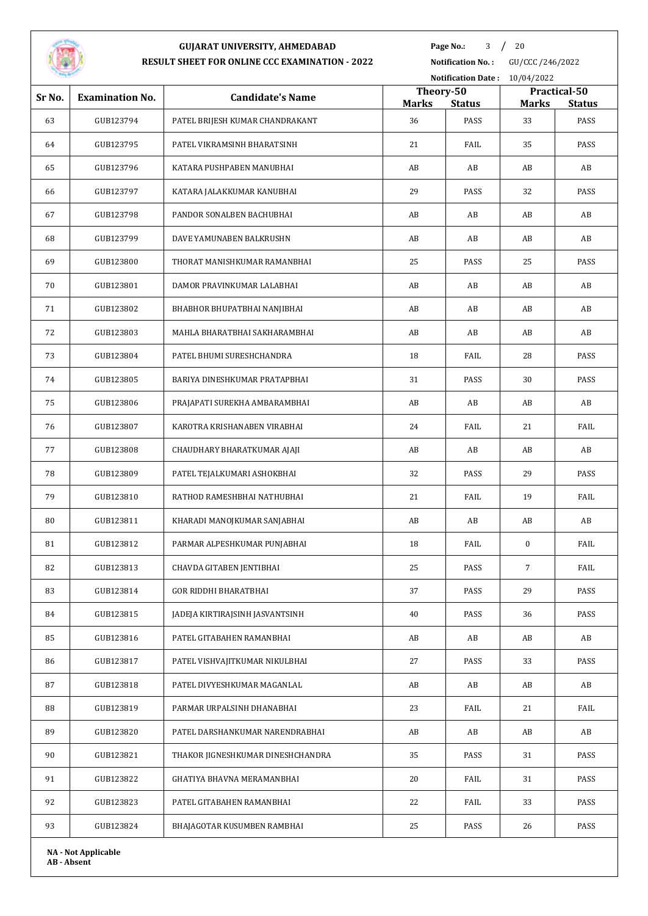**GUJARAT UNIVERSITY, AHMEDABAD**

**RESULT SHEET FOR ONLINE CCC EXAMINATION - 2022**

**Notification No. :** GU/CCC/246/2022

**Notification Date :** 10/04/2022

| Sr No. | Examination No. | Candidate's Name | Theory-50 | | Practical-50 | |
|---|---|---|---|---|---|---|
| | | | Marks | Status | Marks | Status |
| 63 | GUB123794 | PATEL BRIJESH KUMAR CHANDRAKANT | 36 | PASS | 33 | PASS |
| 64 | GUB123795 | PATEL VIKRAMSINH BHARATSINH | 21 | FAIL | 35 | PASS |
| 65 | GUB123796 | KATARA PUSHPABEN MANUBHAI | AB | AB | AB | AB |
| 66 | GUB123797 | KATARA JALAKKUMAR KANUBHAI | 29 | PASS | 32 | PASS |
| 67 | GUB123798 | PANDOR SONALBEN BACHUBHAI | AB | AB | AB | AB |
| 68 | GUB123799 | DAVE YAMUNABEN BALKRUSHN | AB | AB | AB | AB |
| 69 | GUB123800 | THORAT MANISHKUMAR RAMANBHAI | 25 | PASS | 25 | PASS |
| 70 | GUB123801 | DAMOR PRAVINKUMAR LALABHAI | AB | AB | AB | AB |
| 71 | GUB123802 | BHABHOR BHUPATBHAI NANJIBHAI | AB | AB | AB | AB |
| 72 | GUB123803 | MAHLA BHARATBHAI SAKHARAMBHAI | AB | AB | AB | AB |
| 73 | GUB123804 | PATEL BHUMI SURESHCHANDRA | 18 | FAIL | 28 | PASS |
| 74 | GUB123805 | BARIYA DINESHKUMAR PRATAPBHAI | 31 | PASS | 30 | PASS |
| 75 | GUB123806 | PRAJAPATI SUREKHA AMBARAMBHAI | AB | AB | AB | AB |
| 76 | GUB123807 | KAROTRA KRISHANABEN VIRABHAI | 24 | FAIL | 21 | FAIL |
| 77 | GUB123808 | CHAUDHARY BHARATKUMAR AJAJI | AB | AB | AB | AB |
| 78 | GUB123809 | PATEL TEJALKUMARI ASHOKBHAI | 32 | PASS | 29 | PASS |
| 79 | GUB123810 | RATHOD RAMESHBHAI NATHUBHAI | 21 | FAIL | 19 | FAIL |
| 80 | GUB123811 | KHARADI MANOJKUMAR SANJABHAI | AB | AB | AB | AB |
| 81 | GUB123812 | PARMAR ALPESHKUMAR PUNJABHAI | 18 | FAIL | 0 | FAIL |
| 82 | GUB123813 | CHAVDA GITABEN JENTIBHAI | 25 | PASS | 7 | FAIL |
| 83 | GUB123814 | GOR RIDDHI BHARATBHAI | 37 | PASS | 29 | PASS |
| 84 | GUB123815 | JADEJA KIRTIRAJSINH JASVANTSINH | 40 | PASS | 36 | PASS |
| 85 | GUB123816 | PATEL GITABAHEN RAMANBHAI | AB | AB | AB | AB |
| 86 | GUB123817 | PATEL VISHVAJITKUMAR NIKULBHAI | 27 | PASS | 33 | PASS |
| 87 | GUB123818 | PATEL DIVYESHKUMAR MAGANLAL | AB | AB | AB | AB |
| 88 | GUB123819 | PARMAR URPALSINH DHANABHAI | 23 | FAIL | 21 | FAIL |
| 89 | GUB123820 | PATEL DARSHANKUMAR NARENDRABHAI | AB | AB | AB | AB |
| 90 | GUB123821 | THAKOR JIGNESHKUMAR DINESHCHANDRA | 35 | PASS | 31 | PASS |
| 91 | GUB123822 | GHATIYA BHAVNA MERAMANBHAI | 20 | FAIL | 31 | PASS |
| 92 | GUB123823 | PATEL GITABAHEN RAMANBHAI | 22 | FAIL | 33 | PASS |
| 93 | GUB123824 | BHAJAGOTAR KUSUMBEN RAMBHAI | 25 | PASS | 26 | PASS |

**NA - Not Applicable**
**AB - Absent**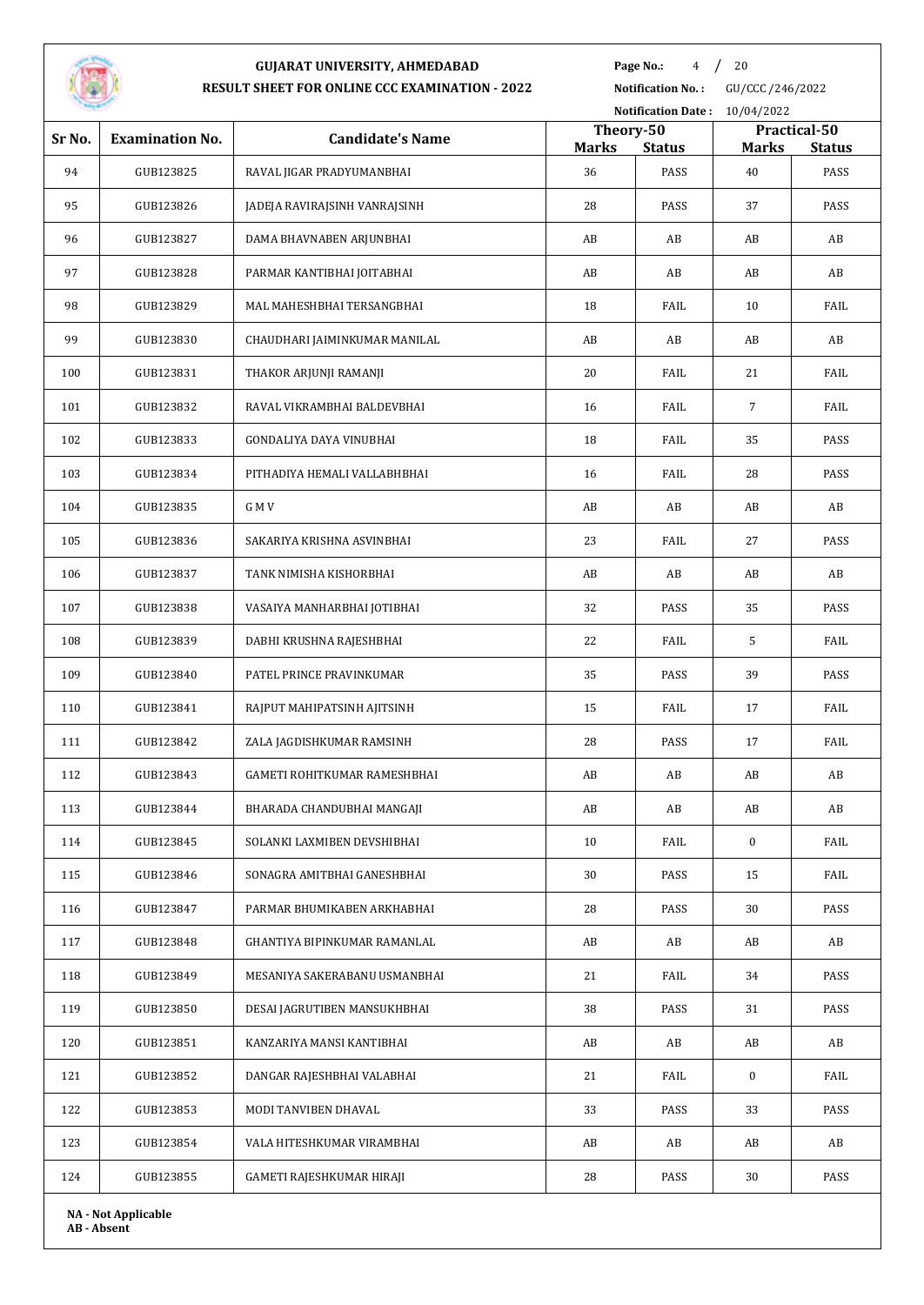# GUJARAT UNIVERSITY, AHMEDABAD

## RESULT SHEET FOR ONLINE CCC EXAMINATION - 2022

**Notification No. :** GU/CCC/246/2022

**Notification Date :** 10/04/2022

| Sr No. | Examination No. | Candidate's Name | Theory-50 | | Practical-50 | |
|---|---|---|---|---|---|---|
| | | | Marks | Status | Marks | Status |
| 94 | GUB123825 | RAVAL JIGAR PRADYUMANBHAI | 36 | PASS | 40 | PASS |
| 95 | GUB123826 | JADEJA RAVIRAJSINH VANRAJSINH | 28 | PASS | 37 | PASS |
| 96 | GUB123827 | DAMA BHAVNABEN ARJUNBHAI | AB | AB | AB | AB |
| 97 | GUB123828 | PARMAR KANTIBHAI JOITABHAI | AB | AB | AB | AB |
| 98 | GUB123829 | MAL MAHESHBHAI TERSANGBHAI | 18 | FAIL | 10 | FAIL |
| 99 | GUB123830 | CHAUDHARI JAIMINKUMAR MANILAL | AB | AB | AB | AB |
| 100 | GUB123831 | THAKOR ARJUNJI RAMANJI | 20 | FAIL | 21 | FAIL |
| 101 | GUB123832 | RAVAL VIKRAMBHAI BALDEVBHAI | 16 | FAIL | 7 | FAIL |
| 102 | GUB123833 | GONDALIYA DAYA VINUBHAI | 18 | FAIL | 35 | PASS |
| 103 | GUB123834 | PITHADIYA HEMALI VALLABHBHAI | 16 | FAIL | 28 | PASS |
| 104 | GUB123835 | G M V | AB | AB | AB | AB |
| 105 | GUB123836 | SAKARIYA KRISHNA ASVINBHAI | 23 | FAIL | 27 | PASS |
| 106 | GUB123837 | TANK NIMISHA KISHORBHAI | AB | AB | AB | AB |
| 107 | GUB123838 | VASAIYA MANHARBHAI JOTIBHAI | 32 | PASS | 35 | PASS |
| 108 | GUB123839 | DABHI KRUSHNA RAJESHBHAI | 22 | FAIL | 5 | FAIL |
| 109 | GUB123840 | PATEL PRINCE PRAVINKUMAR | 35 | PASS | 39 | PASS |
| 110 | GUB123841 | RAJPUT MAHIPATSINH AJITSINH | 15 | FAIL | 17 | FAIL |
| 111 | GUB123842 | ZALA JAGDISHKUMAR RAMSINH | 28 | PASS | 17 | FAIL |
| 112 | GUB123843 | GAMETI ROHITKUMAR RAMESHBHAI | AB | AB | AB | AB |
| 113 | GUB123844 | BHARADA CHANDUBHAI MANGAJI | AB | AB | AB | AB |
| 114 | GUB123845 | SOLANKI LAXMIBEN DEVSHIBHAI | 10 | FAIL | 0 | FAIL |
| 115 | GUB123846 | SONAGRA AMITBHAI GANESHBHAI | 30 | PASS | 15 | FAIL |
| 116 | GUB123847 | PARMAR BHUMIKABEN ARKHABHAI | 28 | PASS | 30 | PASS |
| 117 | GUB123848 | GHANTIYA BIPINKUMAR RAMANLAL | AB | AB | AB | AB |
| 118 | GUB123849 | MESANIYA SAKERABANU USMANBHAI | 21 | FAIL | 34 | PASS |
| 119 | GUB123850 | DESAI JAGRUTIBEN MANSUKHBHAI | 38 | PASS | 31 | PASS |
| 120 | GUB123851 | KANZARIYA MANSI KANTIBHAI | AB | AB | AB | AB |
| 121 | GUB123852 | DANGAR RAJESHBHAI VALABHAI | 21 | FAIL | 0 | FAIL |
| 122 | GUB123853 | MODI TANVIBEN DHAVAL | 33 | PASS | 33 | PASS |
| 123 | GUB123854 | VALA HITESHKUMAR VIRAMBHAI | AB | AB | AB | AB |
| 124 | GUB123855 | GAMETI RAJESHKUMAR HIRAJI | 28 | PASS | 30 | PASS |

**NA - Not Applicable**
**AB - Absent**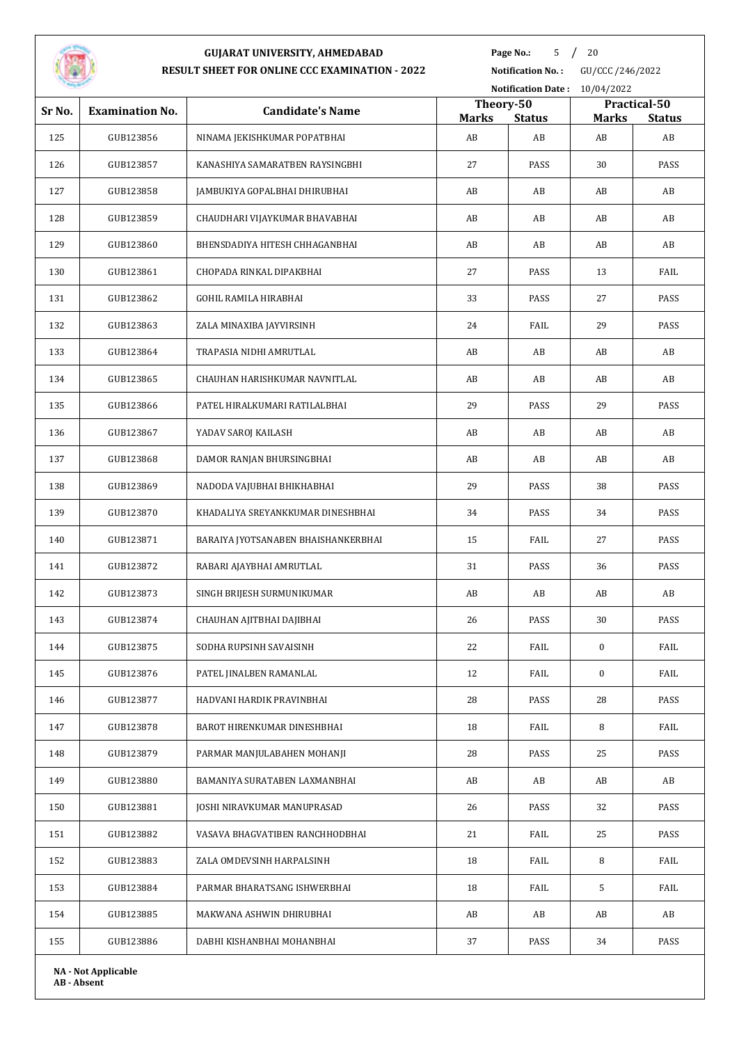# GUJARAT UNIVERSITY, AHMEDABAD

## RESULT SHEET FOR ONLINE CCC EXAMINATION - 2022

**Notification No. :** GU/CCC/246/2022

**Notification Date :** 10/04/2022

| Sr No. | Examination No. | Candidate's Name | Theory-50 | | Practical-50 | |
|---|---|---|---|---|---|---|
| | | | Marks | Status | Marks | Status |
| 125 | GUB123856 | NINAMA JEKISHKUMAR POPATBHAI | AB | AB | AB | AB |
| 126 | GUB123857 | KANASHIYA SAMARATBEN RAYSINGBHI | 27 | PASS | 30 | PASS |
| 127 | GUB123858 | JAMBUKIYA GOPALBHAI DHIRUBHAI | AB | AB | AB | AB |
| 128 | GUB123859 | CHAUDHARI VIJAYKUMAR BHAVABHAI | AB | AB | AB | AB |
| 129 | GUB123860 | BHENSDADIYA HITESH CHHAGANBHAI | AB | AB | AB | AB |
| 130 | GUB123861 | CHOPADA RINKAL DIPAKBHAI | 27 | PASS | 13 | FAIL |
| 131 | GUB123862 | GOHIL RAMILA HIRABHAI | 33 | PASS | 27 | PASS |
| 132 | GUB123863 | ZALA MINAXIBA JAYVIRSINH | 24 | FAIL | 29 | PASS |
| 133 | GUB123864 | TRAPASIA NIDHI AMRUTLAL | AB | AB | AB | AB |
| 134 | GUB123865 | CHAUHAN HARISHKUMAR NAVNITLAL | AB | AB | AB | AB |
| 135 | GUB123866 | PATEL HIRALKUMARI RATILALBHAI | 29 | PASS | 29 | PASS |
| 136 | GUB123867 | YADAV SAROJ KAILASH | AB | AB | AB | AB |
| 137 | GUB123868 | DAMOR RANJAN BHURSINGBHAI | AB | AB | AB | AB |
| 138 | GUB123869 | NADODA VAJUBHAI BHIKHABHAI | 29 | PASS | 38 | PASS |
| 139 | GUB123870 | KHADALIYA SREYANKKUMAR DINESHBHAI | 34 | PASS | 34 | PASS |
| 140 | GUB123871 | BARAIYA JYOTSANABEN BHAISHANKERBHAI | 15 | FAIL | 27 | PASS |
| 141 | GUB123872 | RABARI AJAYBHAI AMRUTLAL | 31 | PASS | 36 | PASS |
| 142 | GUB123873 | SINGH BRIJESH SURMUNIKUMAR | AB | AB | AB | AB |
| 143 | GUB123874 | CHAUHAN AJITBHAI DAJIBHAI | 26 | PASS | 30 | PASS |
| 144 | GUB123875 | SODHA RUPSINH SAVAISINH | 22 | FAIL | 0 | FAIL |
| 145 | GUB123876 | PATEL JINALBEN RAMANLAL | 12 | FAIL | 0 | FAIL |
| 146 | GUB123877 | HADVANI HARDIK PRAVINBHAI | 28 | PASS | 28 | PASS |
| 147 | GUB123878 | BAROT HIRENKUMAR DINESHBHAI | 18 | FAIL | 8 | FAIL |
| 148 | GUB123879 | PARMAR MANJULABAHEN MOHANJI | 28 | PASS | 25 | PASS |
| 149 | GUB123880 | BAMANIYA SURATABEN LAXMANBHAI | AB | AB | AB | AB |
| 150 | GUB123881 | JOSHI NIRAVKUMAR MANUPRASAD | 26 | PASS | 32 | PASS |
| 151 | GUB123882 | VASAVA BHAGVATIBEN RANCHHODBHAI | 21 | FAIL | 25 | PASS |
| 152 | GUB123883 | ZALA OMDEVSINH HARPALSINH | 18 | FAIL | 8 | FAIL |
| 153 | GUB123884 | PARMAR BHARATSANG ISHWERBHAI | 18 | FAIL | 5 | FAIL |
| 154 | GUB123885 | MAKWANA ASHWIN DHIRUBHAI | AB | AB | AB | AB |
| 155 | GUB123886 | DABHI KISHANBHAI MOHANBHAI | 37 | PASS | 34 | PASS |

**NA - Not Applicable**
**AB - Absent**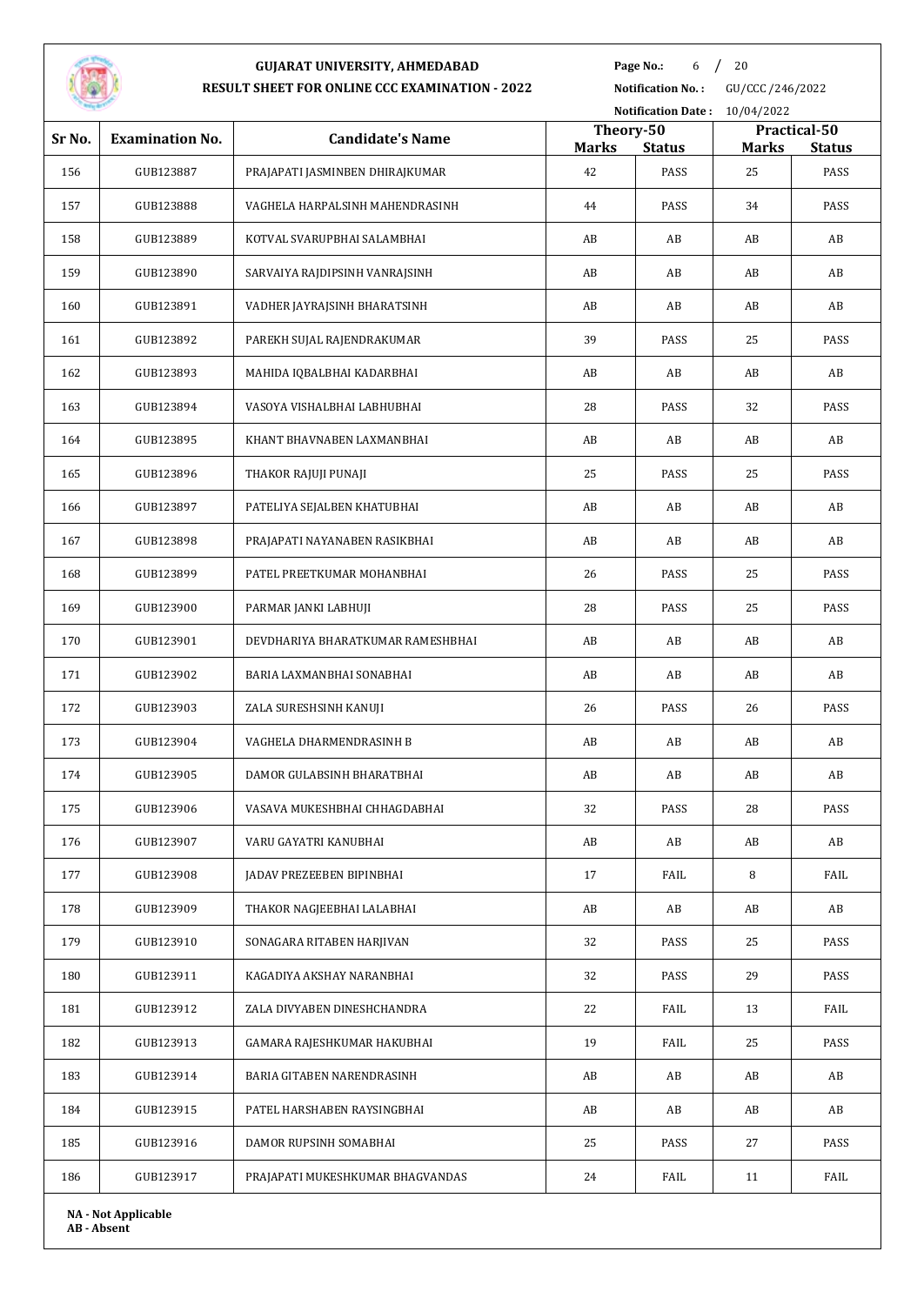# GUJARAT UNIVERSITY, AHMEDABAD

## RESULT SHEET FOR ONLINE CCC EXAMINATION - 2022

**Notification No. :** GU/CCC/246/2022

**Notification Date :** 10/04/2022

| Sr No. | Examination No. | Candidate's Name | Theory-50 | | Practical-50 | |
|---|---|---|---|---|---|---|
| | | | **Marks** | **Status** | **Marks** | **Status** |
| 156 | GUB123887 | PRAJAPATI JASMINBEN DHIRAJKUMAR | 42 | PASS | 25 | PASS |
| 157 | GUB123888 | VAGHELA HARPALSINH MAHENDRASINH | 44 | PASS | 34 | PASS |
| 158 | GUB123889 | KOTVAL SVARUPBHAI SALAMBHAI | AB | AB | AB | AB |
| 159 | GUB123890 | SARVAIYA RAJDIPSINH VANRAJSINH | AB | AB | AB | AB |
| 160 | GUB123891 | VADHER JAYRAJSINH BHARATSINH | AB | AB | AB | AB |
| 161 | GUB123892 | PAREKH SUJAL RAJENDRAKUMAR | 39 | PASS | 25 | PASS |
| 162 | GUB123893 | MAHIDA IQBALBHAI KADARBHAI | AB | AB | AB | AB |
| 163 | GUB123894 | VASOYA VISHALBHAI LABHUBHAI | 28 | PASS | 32 | PASS |
| 164 | GUB123895 | KHANT BHAVNABEN LAXMANBHAI | AB | AB | AB | AB |
| 165 | GUB123896 | THAKOR RAJUJI PUNAJI | 25 | PASS | 25 | PASS |
| 166 | GUB123897 | PATELIYA SEJALBEN KHATUBHAI | AB | AB | AB | AB |
| 167 | GUB123898 | PRAJAPATI NAYANABEN RASIKBHAI | AB | AB | AB | AB |
| 168 | GUB123899 | PATEL PREETKUMAR MOHANBHAI | 26 | PASS | 25 | PASS |
| 169 | GUB123900 | PARMAR JANKI LABHUJI | 28 | PASS | 25 | PASS |
| 170 | GUB123901 | DEVDHARIYA BHARATKUMAR RAMESHBHAI | AB | AB | AB | AB |
| 171 | GUB123902 | BARIA LAXMANBHAI SONABHAI | AB | AB | AB | AB |
| 172 | GUB123903 | ZALA SURESHSINH KANUJI | 26 | PASS | 26 | PASS |
| 173 | GUB123904 | VAGHELA DHARMENDRASINH B | AB | AB | AB | AB |
| 174 | GUB123905 | DAMOR GULABSINH BHARATBHAI | AB | AB | AB | AB |
| 175 | GUB123906 | VASAVA MUKESHBHAI CHHAGDABHAI | 32 | PASS | 28 | PASS |
| 176 | GUB123907 | VARU GAYATRI KANUBHAI | AB | AB | AB | AB |
| 177 | GUB123908 | JADAV PREZEEBEN BIPINBHAI | 17 | FAIL | 8 | FAIL |
| 178 | GUB123909 | THAKOR NAGJEEBHAI LALABHAI | AB | AB | AB | AB |
| 179 | GUB123910 | SONAGARA RITABEN HARJIVAN | 32 | PASS | 25 | PASS |
| 180 | GUB123911 | KAGADIYA AKSHAY NARANBHAI | 32 | PASS | 29 | PASS |
| 181 | GUB123912 | ZALA DIVYABEN DINESHCHANDRA | 22 | FAIL | 13 | FAIL |
| 182 | GUB123913 | GAMARA RAJESHKUMAR HAKUBHAI | 19 | FAIL | 25 | PASS |
| 183 | GUB123914 | BARIA GITABEN NARENDRASINH | AB | AB | AB | AB |
| 184 | GUB123915 | PATEL HARSHABEN RAYSINGBHAI | AB | AB | AB | AB |
| 185 | GUB123916 | DAMOR RUPSINH SOMABHAI | 25 | PASS | 27 | PASS |
| 186 | GUB123917 | PRAJAPATI MUKESHKUMAR BHAGVANDAS | 24 | FAIL | 11 | FAIL |

**NA - Not Applicable**
**AB - Absent**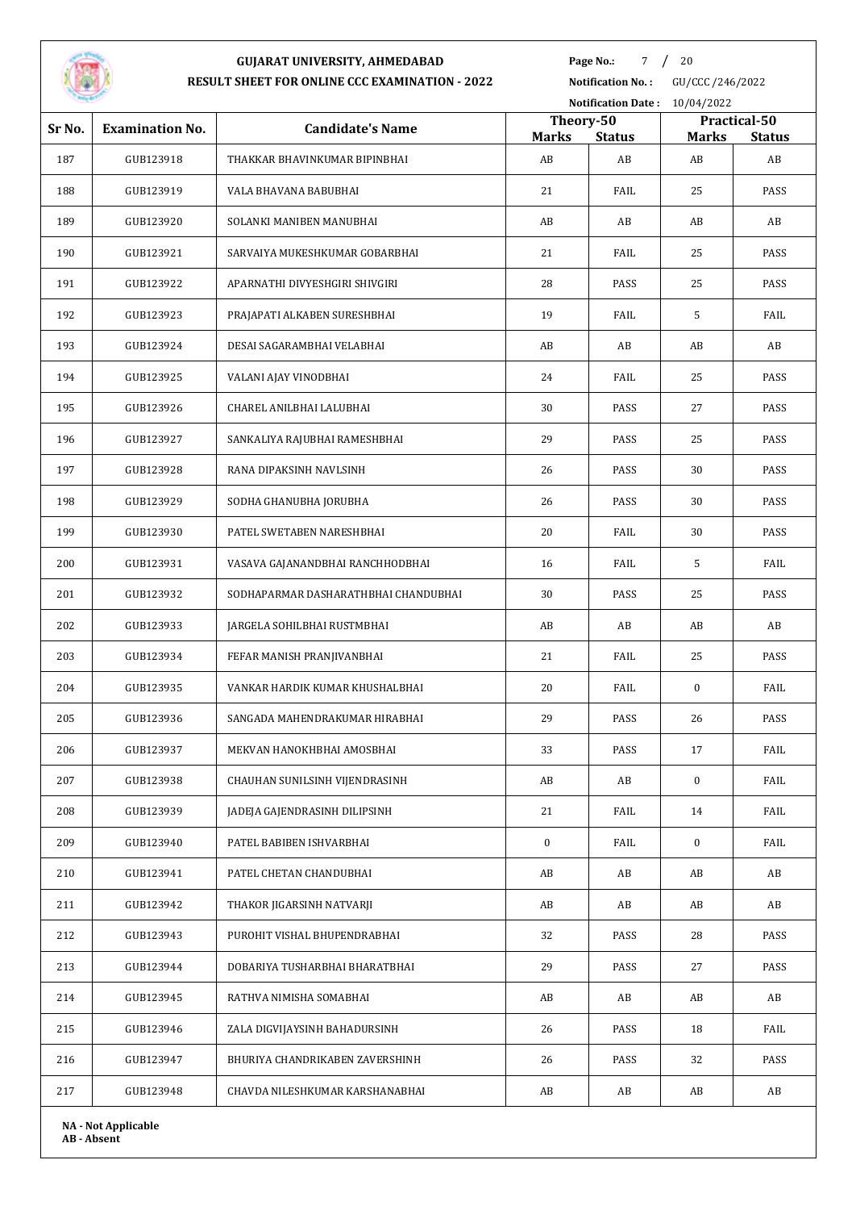# GUJARAT UNIVERSITY, AHMEDABAD

## RESULT SHEET FOR ONLINE CCC EXAMINATION - 2022

**Notification No. :** GU/CCC /246/2022

**Notification Date :** 10/04/2022

| Sr No. | Examination No. | Candidate's Name | Theory-50 | | Practical-50 | |
|---|---|---|---|---|---|---|
| | | | Marks | Status | Marks | Status |
| 187 | GUB123918 | THAKKAR BHAVINKUMAR BIPINBHAI | AB | AB | AB | AB |
| 188 | GUB123919 | VALA BHAVANA BABUBHAI | 21 | FAIL | 25 | PASS |
| 189 | GUB123920 | SOLANKI MANIBEN MANUBHAI | AB | AB | AB | AB |
| 190 | GUB123921 | SARVAIYA MUKESHKUMAR GOBARBHAI | 21 | FAIL | 25 | PASS |
| 191 | GUB123922 | APARNATHI DIVYESHGIRI SHIVGIRI | 28 | PASS | 25 | PASS |
| 192 | GUB123923 | PRAJAPATI ALKABEN SURESHBHAI | 19 | FAIL | 5 | FAIL |
| 193 | GUB123924 | DESAI SAGARAMBHAI VELABHAI | AB | AB | AB | AB |
| 194 | GUB123925 | VALANI AJAY VINODBHAI | 24 | FAIL | 25 | PASS |
| 195 | GUB123926 | CHAREL ANILBHAI LALUBHAI | 30 | PASS | 27 | PASS |
| 196 | GUB123927 | SANKALIYA RAJUBHAI RAMESHBHAI | 29 | PASS | 25 | PASS |
| 197 | GUB123928 | RANA DIPAKSINH NAVLSINH | 26 | PASS | 30 | PASS |
| 198 | GUB123929 | SODHA GHANUBHA JORUBHA | 26 | PASS | 30 | PASS |
| 199 | GUB123930 | PATEL SWETABEN NARESHBHAI | 20 | FAIL | 30 | PASS |
| 200 | GUB123931 | VASAVA GAJANANDBHAI RANCHHODBHAI | 16 | FAIL | 5 | FAIL |
| 201 | GUB123932 | SODHAPARMAR DASHARATHBHAI CHANDUBHAI | 30 | PASS | 25 | PASS |
| 202 | GUB123933 | JARGELA SOHILBHAI RUSTMBHAI | AB | AB | AB | AB |
| 203 | GUB123934 | FEFAR MANISH PRANJIVANBHAI | 21 | FAIL | 25 | PASS |
| 204 | GUB123935 | VANKAR HARDIK KUMAR KHUSHALBHAI | 20 | FAIL | 0 | FAIL |
| 205 | GUB123936 | SANGADA MAHENDRAKUMAR HIRABHAI | 29 | PASS | 26 | PASS |
| 206 | GUB123937 | MEKVAN HANOKHBHAI AMOSBHAI | 33 | PASS | 17 | FAIL |
| 207 | GUB123938 | CHAUHAN SUNILSINH VIJENDRASINH | AB | AB | 0 | FAIL |
| 208 | GUB123939 | JADEJA GAJENDRASINH DILIPSINH | 21 | FAIL | 14 | FAIL |
| 209 | GUB123940 | PATEL BABIBEN ISHVARBHAI | 0 | FAIL | 0 | FAIL |
| 210 | GUB123941 | PATEL CHETAN CHANDUBHAI | AB | AB | AB | AB |
| 211 | GUB123942 | THAKOR JIGARSINH NATVARJI | AB | AB | AB | AB |
| 212 | GUB123943 | PUROHIT VISHAL BHUPENDRABHAI | 32 | PASS | 28 | PASS |
| 213 | GUB123944 | DOBARIYA TUSHARBHAI BHARATBHAI | 29 | PASS | 27 | PASS |
| 214 | GUB123945 | RATHVA NIMISHA SOMABHAI | AB | AB | AB | AB |
| 215 | GUB123946 | ZALA DIGVIJAYSINH BAHADURSINH | 26 | PASS | 18 | FAIL |
| 216 | GUB123947 | BHURIYA CHANDRIKABEN ZAVERSHINH | 26 | PASS | 32 | PASS |
| 217 | GUB123948 | CHAVDA NILESHKUMAR KARSHANABHAI | AB | AB | AB | AB |

**NA - Not Applicable**
**AB - Absent**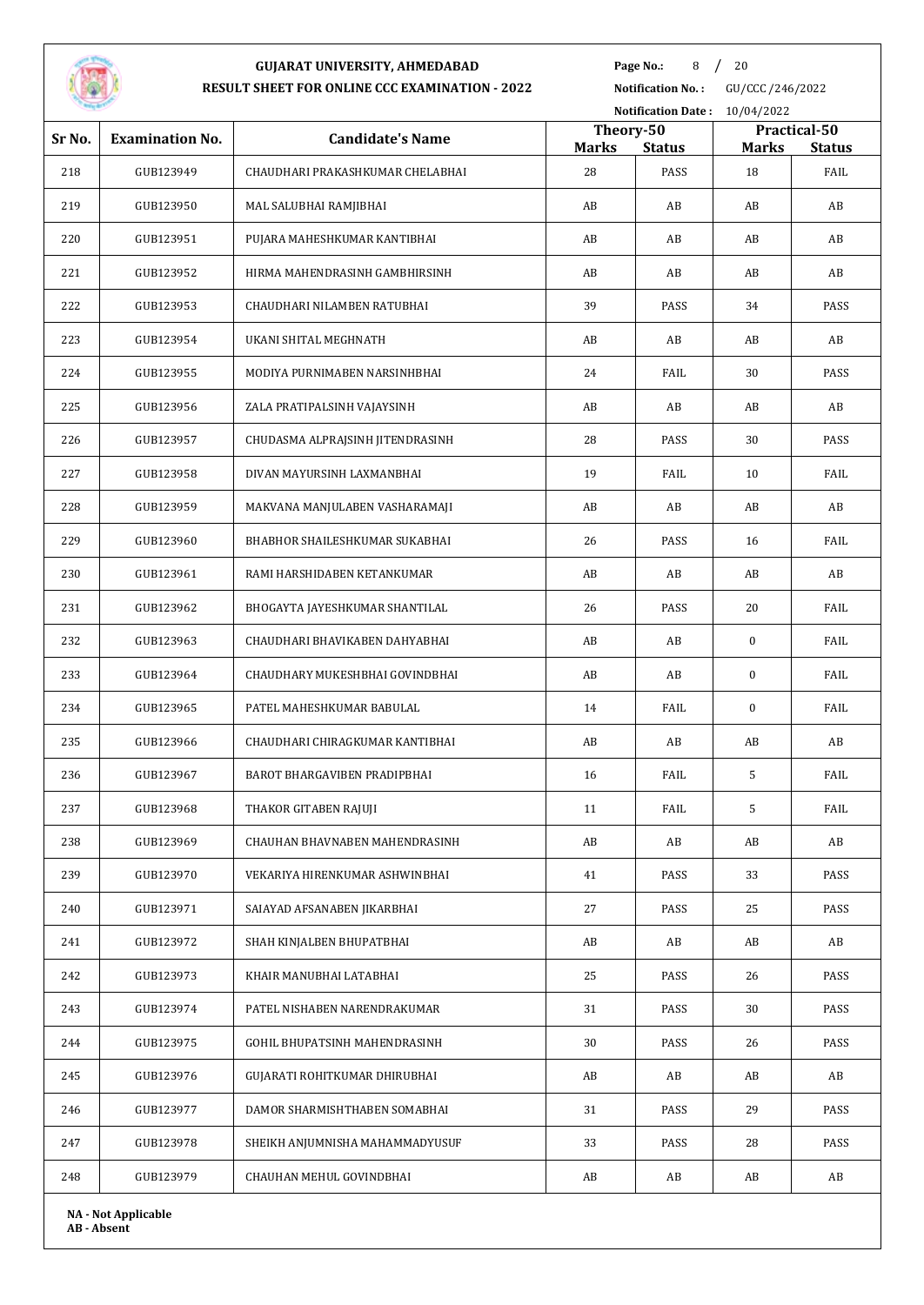# GUJARAT UNIVERSITY, AHMEDABAD

## RESULT SHEET FOR ONLINE CCC EXAMINATION - 2022

**Notification No. :** GU/CCC/246/2022

**Notification Date :** 10/04/2022

| Sr No. | Examination No. | Candidate's Name | Theory-50 | | Practical-50 | |
|---|---|---|---|---|---|---|
| | | | Marks | Status | Marks | Status |
| 218 | GUB123949 | CHAUDHARI PRAKASHKUMAR CHELABHAI | 28 | PASS | 18 | FAIL |
| 219 | GUB123950 | MAL SALUBHAI RAMJIBHAI | AB | AB | AB | AB |
| 220 | GUB123951 | PUJARA MAHESHKUMAR KANTIBHAI | AB | AB | AB | AB |
| 221 | GUB123952 | HIRMA MAHENDRASINH GAMBHIRSINH | AB | AB | AB | AB |
| 222 | GUB123953 | CHAUDHARI NILAMBEN RATUBHAI | 39 | PASS | 34 | PASS |
| 223 | GUB123954 | UKANI SHITAL MEGHNATH | AB | AB | AB | AB |
| 224 | GUB123955 | MODIYA PURNIMABEN NARSINHBHAI | 24 | FAIL | 30 | PASS |
| 225 | GUB123956 | ZALA PRATIPALSINH VAJAYSINH | AB | AB | AB | AB |
| 226 | GUB123957 | CHUDASMA ALPRAJSINH JITENDRASINH | 28 | PASS | 30 | PASS |
| 227 | GUB123958 | DIVAN MAYURSINH LAXMANBHAI | 19 | FAIL | 10 | FAIL |
| 228 | GUB123959 | MAKVANA MANJULABEN VASHARAMAJI | AB | AB | AB | AB |
| 229 | GUB123960 | BHABHOR SHAILESHKUMAR SUKABHAI | 26 | PASS | 16 | FAIL |
| 230 | GUB123961 | RAMI HARSHIDABEN KETANKUMAR | AB | AB | AB | AB |
| 231 | GUB123962 | BHOGAYTA JAYESHKUMAR SHANTILAL | 26 | PASS | 20 | FAIL |
| 232 | GUB123963 | CHAUDHARI BHAVIKABEN DAHYABHAI | AB | AB | 0 | FAIL |
| 233 | GUB123964 | CHAUDHARY MUKESHBHAI GOVINDBHAI | AB | AB | 0 | FAIL |
| 234 | GUB123965 | PATEL MAHESHKUMAR BABULAL | 14 | FAIL | 0 | FAIL |
| 235 | GUB123966 | CHAUDHARI CHIRAGKUMAR KANTIBHAI | AB | AB | AB | AB |
| 236 | GUB123967 | BAROT BHARGAVIBEN PRADIPBHAI | 16 | FAIL | 5 | FAIL |
| 237 | GUB123968 | THAKOR GITABEN RAJUJI | 11 | FAIL | 5 | FAIL |
| 238 | GUB123969 | CHAUHAN BHAVNABEN MAHENDRASINH | AB | AB | AB | AB |
| 239 | GUB123970 | VEKARIYA HIRENKUMAR ASHWINBHAI | 41 | PASS | 33 | PASS |
| 240 | GUB123971 | SAIAYAD AFSANABEN JIKARBHAI | 27 | PASS | 25 | PASS |
| 241 | GUB123972 | SHAH KINJALBEN BHUPATBHAI | AB | AB | AB | AB |
| 242 | GUB123973 | KHAIR MANUBHAI LATABHAI | 25 | PASS | 26 | PASS |
| 243 | GUB123974 | PATEL NISHABEN NARENDRAKUMAR | 31 | PASS | 30 | PASS |
| 244 | GUB123975 | GOHIL BHUPATSINH MAHENDRASINH | 30 | PASS | 26 | PASS |
| 245 | GUB123976 | GUJARATI ROHITKUMAR DHIRUBHAI | AB | AB | AB | AB |
| 246 | GUB123977 | DAMOR SHARMISHTHABEN SOMABHAI | 31 | PASS | 29 | PASS |
| 247 | GUB123978 | SHEIKH ANJUMNISHA MAHAMMADYUSUF | 33 | PASS | 28 | PASS |
| 248 | GUB123979 | CHAUHAN MEHUL GOVINDBHAI | AB | AB | AB | AB |

**NA - Not Applicable**
**AB - Absent**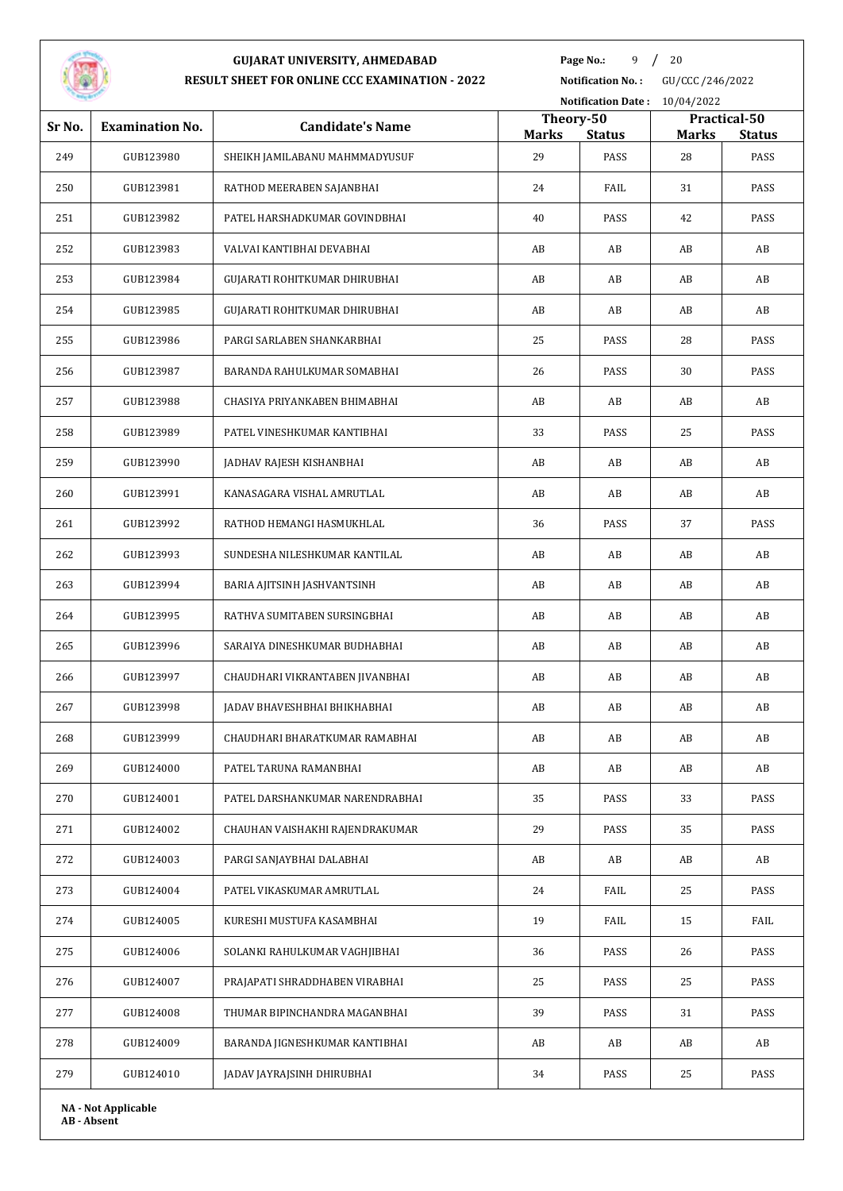# GUJARAT UNIVERSITY, AHMEDABAD

## RESULT SHEET FOR ONLINE CCC EXAMINATION - 2022

**Notification No. :** GU/CCC/246/2022

**Notification Date :** 10/04/2022

| Sr No. | Examination No. | Candidate's Name | Theory-50 | | Practical-50 | |
|---|---|---|---|---|---|---|
| | | | **Marks** | **Status** | **Marks** | **Status** |
| 249 | GUB123980 | SHEIKH JAMILABANU MAHMMADYUSUF | 29 | PASS | 28 | PASS |
| 250 | GUB123981 | RATHOD MEERABEN SAJANBHAI | 24 | FAIL | 31 | PASS |
| 251 | GUB123982 | PATEL HARSHADKUMAR GOVINDBHAI | 40 | PASS | 42 | PASS |
| 252 | GUB123983 | VALVAI KANTIBHAI DEVABHAI | AB | AB | AB | AB |
| 253 | GUB123984 | GUJARATI ROHITKUMAR DHIRUBHAI | AB | AB | AB | AB |
| 254 | GUB123985 | GUJARATI ROHITKUMAR DHIRUBHAI | AB | AB | AB | AB |
| 255 | GUB123986 | PARGI SARLABEN SHANKARBHAI | 25 | PASS | 28 | PASS |
| 256 | GUB123987 | BARANDA RAHULKUMAR SOMABHAI | 26 | PASS | 30 | PASS |
| 257 | GUB123988 | CHASIYA PRIYANKABEN BHIMABHAI | AB | AB | AB | AB |
| 258 | GUB123989 | PATEL VINESHKUMAR KANTIBHAI | 33 | PASS | 25 | PASS |
| 259 | GUB123990 | JADHAV RAJESH KISHANBHAI | AB | AB | AB | AB |
| 260 | GUB123991 | KANASAGARA VISHAL AMRUTLAL | AB | AB | AB | AB |
| 261 | GUB123992 | RATHOD HEMANGI HASMUKHLAL | 36 | PASS | 37 | PASS |
| 262 | GUB123993 | SUNDESHA NILESHKUMAR KANTILAL | AB | AB | AB | AB |
| 263 | GUB123994 | BARIA AJITSINH JASHVANTSINH | AB | AB | AB | AB |
| 264 | GUB123995 | RATHVA SUMITABEN SURSINGBHAI | AB | AB | AB | AB |
| 265 | GUB123996 | SARAIYA DINESHKUMAR BUDHABHAI | AB | AB | AB | AB |
| 266 | GUB123997 | CHAUDHARI VIKRANTABEN JIVANBHAI | AB | AB | AB | AB |
| 267 | GUB123998 | JADAV BHAVESHBHAI BHIKHABHAI | AB | AB | AB | AB |
| 268 | GUB123999 | CHAUDHARI BHARATKUMAR RAMABHAI | AB | AB | AB | AB |
| 269 | GUB124000 | PATEL TARUNA RAMANBHAI | AB | AB | AB | AB |
| 270 | GUB124001 | PATEL DARSHANKUMAR NARENDRABHAI | 35 | PASS | 33 | PASS |
| 271 | GUB124002 | CHAUHAN VAISHAKHI RAJENDRAKUMAR | 29 | PASS | 35 | PASS |
| 272 | GUB124003 | PARGI SANJAYBHAI DALABHAI | AB | AB | AB | AB |
| 273 | GUB124004 | PATEL VIKASKUMAR AMRUTLAL | 24 | FAIL | 25 | PASS |
| 274 | GUB124005 | KURESHI MUSTUFA KASAMBHAI | 19 | FAIL | 15 | FAIL |
| 275 | GUB124006 | SOLANKI RAHULKUMAR VAGHJIBHAI | 36 | PASS | 26 | PASS |
| 276 | GUB124007 | PRAJAPATI SHRADDHABEN VIRABHAI | 25 | PASS | 25 | PASS |
| 277 | GUB124008 | THUMAR BIPINCHANDRA MAGANBHAI | 39 | PASS | 31 | PASS |
| 278 | GUB124009 | BARANDA JIGNESHKUMAR KANTIBHAI | AB | AB | AB | AB |
| 279 | GUB124010 | JADAV JAYRAJSINH DHIRUBHAI | 34 | PASS | 25 | PASS |

**NA - Not Applicable**
**AB - Absent**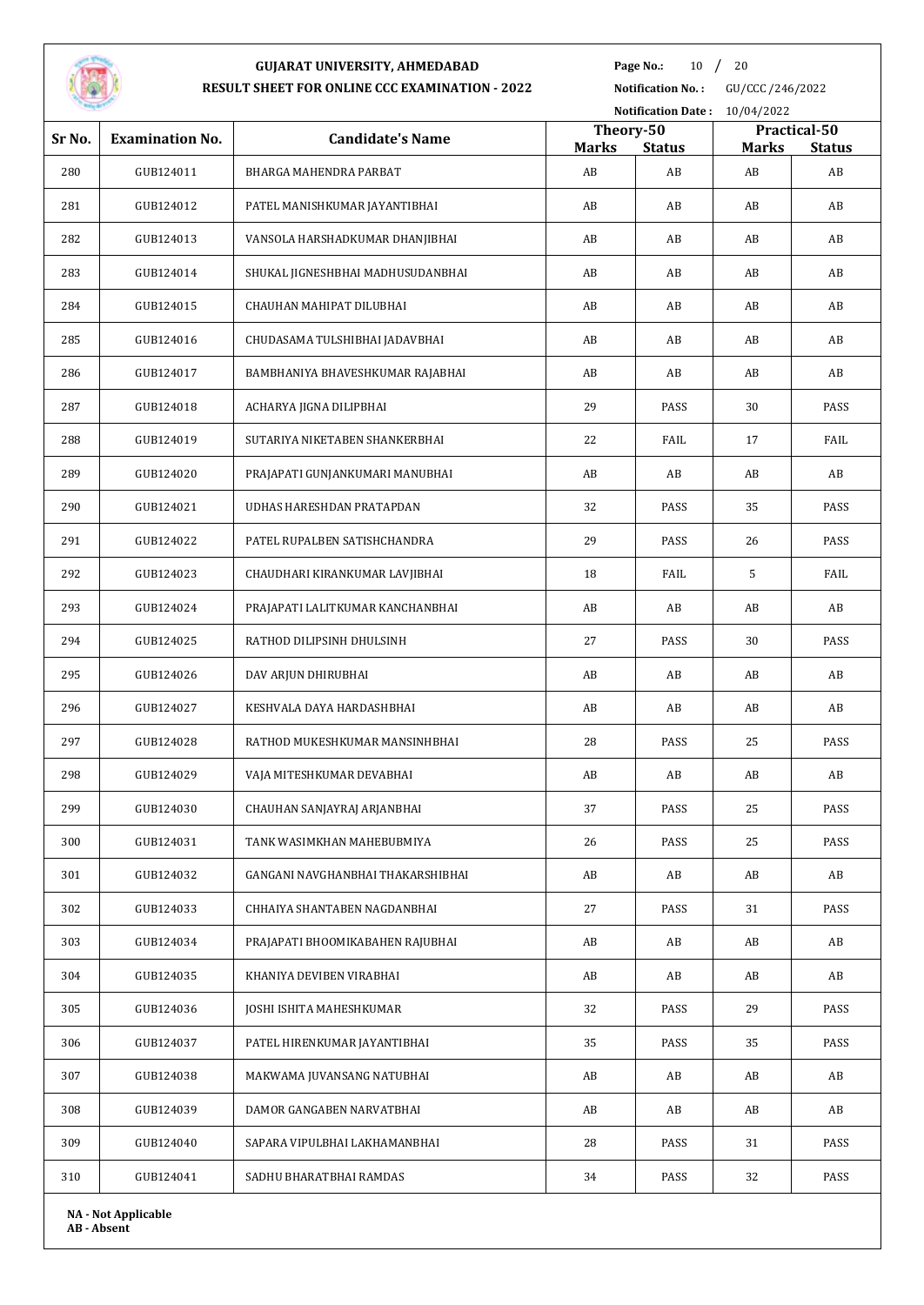# GUJARAT UNIVERSITY, AHMEDABAD

## RESULT SHEET FOR ONLINE CCC EXAMINATION - 2022

**Notification No. :** GU/CCC/246/2022

**Notification Date :** 10/04/2022

| Sr No. | Examination No. | Candidate's Name | Theory-50 | | Practical-50 | |
|---|---|---|---|---|---|---|
| | | | Marks | Status | Marks | Status |
| 280 | GUB124011 | BHARGA MAHENDRA PARBAT | AB | AB | AB | AB |
| 281 | GUB124012 | PATEL MANISHKUMAR JAYANTIBHAI | AB | AB | AB | AB |
| 282 | GUB124013 | VANSOLA HARSHADKUMAR DHANJIBHAI | AB | AB | AB | AB |
| 283 | GUB124014 | SHUKAL JIGNESHBHAI MADHUSUDANBHAI | AB | AB | AB | AB |
| 284 | GUB124015 | CHAUHAN MAHIPAT DILUBHAI | AB | AB | AB | AB |
| 285 | GUB124016 | CHUDASAMA TULSHIBHAI JADAVBHAI | AB | AB | AB | AB |
| 286 | GUB124017 | BAMBHANIYA BHAVESHKUMAR RAJABHAI | AB | AB | AB | AB |
| 287 | GUB124018 | ACHARYA JIGNA DILIPBHAI | 29 | PASS | 30 | PASS |
| 288 | GUB124019 | SUTARIYA NIKETABEN SHANKERBHAI | 22 | FAIL | 17 | FAIL |
| 289 | GUB124020 | PRAJAPATI GUNJANKUMARI MANUBHAI | AB | AB | AB | AB |
| 290 | GUB124021 | UDHAS HARESHDAN PRATAPDAN | 32 | PASS | 35 | PASS |
| 291 | GUB124022 | PATEL RUPALBEN SATISHCHANDRA | 29 | PASS | 26 | PASS |
| 292 | GUB124023 | CHAUDHARI KIRANKUMAR LAVJIBHAI | 18 | FAIL | 5 | FAIL |
| 293 | GUB124024 | PRAJAPATI LALITKUMAR KANCHANBHAI | AB | AB | AB | AB |
| 294 | GUB124025 | RATHOD DILIPSINH DHULSINH | 27 | PASS | 30 | PASS |
| 295 | GUB124026 | DAV ARJUN DHIRUBHAI | AB | AB | AB | AB |
| 296 | GUB124027 | KESHVALA DAYA HARDASHBHAI | AB | AB | AB | AB |
| 297 | GUB124028 | RATHOD MUKESHKUMAR MANSINHBHAI | 28 | PASS | 25 | PASS |
| 298 | GUB124029 | VAJA MITESHKUMAR DEVABHAI | AB | AB | AB | AB |
| 299 | GUB124030 | CHAUHAN SANJAYRAJ ARJANBHAI | 37 | PASS | 25 | PASS |
| 300 | GUB124031 | TANK WASIMKHAN MAHEBUBMIYA | 26 | PASS | 25 | PASS |
| 301 | GUB124032 | GANGANI NAVGHANBHAI THAKARSHIBHAI | AB | AB | AB | AB |
| 302 | GUB124033 | CHHAIYA SHANTABEN NAGDANBHAI | 27 | PASS | 31 | PASS |
| 303 | GUB124034 | PRAJAPATI BHOOMIKABAHEN RAJUBHAI | AB | AB | AB | AB |
| 304 | GUB124035 | KHANIYA DEVIBEN VIRABHAI | AB | AB | AB | AB |
| 305 | GUB124036 | JOSHI ISHITA MAHESHKUMAR | 32 | PASS | 29 | PASS |
| 306 | GUB124037 | PATEL HIRENKUMAR JAYANTIBHAI | 35 | PASS | 35 | PASS |
| 307 | GUB124038 | MAKWAMA JUVANSANG NATUBHAI | AB | AB | AB | AB |
| 308 | GUB124039 | DAMOR GANGABEN NARVATBHAI | AB | AB | AB | AB |
| 309 | GUB124040 | SAPARA VIPULBHAI LAKHAMANBHAI | 28 | PASS | 31 | PASS |
| 310 | GUB124041 | SADHU BHARATBHAI RAMDAS | 34 | PASS | 32 | PASS |

**NA - Not Applicable**
**AB - Absent**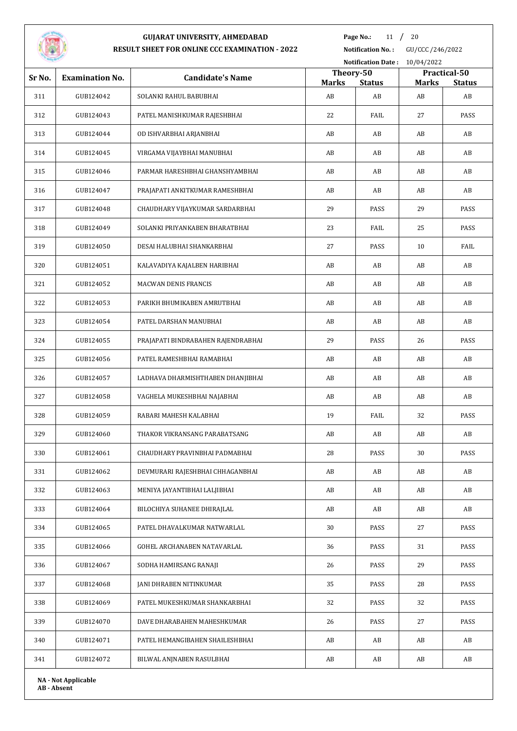# GUJARAT UNIVERSITY, AHMEDABAD

## RESULT SHEET FOR ONLINE CCC EXAMINATION - 2022

**Notification No. :** GU/CCC/246/2022

**Notification Date :** 10/04/2022

| Sr No. | Examination No. | Candidate's Name | Theory-50 | | Practical-50 | |
|---|---|---|---|---|---|---|
| | | | **Marks** | **Status** | **Marks** | **Status** |
| 311 | GUB124042 | SOLANKI RAHUL BABUBHAI | AB | AB | AB | AB |
| 312 | GUB124043 | PATEL MANISHKUMAR RAJESHBHAI | 22 | FAIL | 27 | PASS |
| 313 | GUB124044 | OD ISHVARBHAI ARJANBHAI | AB | AB | AB | AB |
| 314 | GUB124045 | VIRGAMA VIJAYBHAI MANUBHAI | AB | AB | AB | AB |
| 315 | GUB124046 | PARMAR HARESHBHAI GHANSHYAMBHAI | AB | AB | AB | AB |
| 316 | GUB124047 | PRAJAPATI ANKITKUMAR RAMESHBHAI | AB | AB | AB | AB |
| 317 | GUB124048 | CHAUDHARY VIJAYKUMAR SARDARBHAI | 29 | PASS | 29 | PASS |
| 318 | GUB124049 | SOLANKI PRIYANKABEN BHARATBHAI | 23 | FAIL | 25 | PASS |
| 319 | GUB124050 | DESAI HALUBHAI SHANKARBHAI | 27 | PASS | 10 | FAIL |
| 320 | GUB124051 | KALAVADIYA KAJALBEN HARIBHAI | AB | AB | AB | AB |
| 321 | GUB124052 | MACWAN DENIS FRANCIS | AB | AB | AB | AB |
| 322 | GUB124053 | PARIKH BHUMIKABEN AMRUTBHAI | AB | AB | AB | AB |
| 323 | GUB124054 | PATEL DARSHAN MANUBHAI | AB | AB | AB | AB |
| 324 | GUB124055 | PRAJAPATI BINDRABAHEN RAJENDRABHAI | 29 | PASS | 26 | PASS |
| 325 | GUB124056 | PATEL RAMESHBHAI RAMABHAI | AB | AB | AB | AB |
| 326 | GUB124057 | LADHAVA DHARMISHTHABEN DHANJIBHAI | AB | AB | AB | AB |
| 327 | GUB124058 | VAGHELA MUKESHBHAI NAJABHAI | AB | AB | AB | AB |
| 328 | GUB124059 | RABARI MAHESH KALABHAI | 19 | FAIL | 32 | PASS |
| 329 | GUB124060 | THAKOR VIKRANSANG PARABATSANG | AB | AB | AB | AB |
| 330 | GUB124061 | CHAUDHARY PRAVINBHAI PADMABHAI | 28 | PASS | 30 | PASS |
| 331 | GUB124062 | DEVMURARI RAJESHBHAI CHHAGANBHAI | AB | AB | AB | AB |
| 332 | GUB124063 | MENIYA JAYANTIBHAI LALJIBHAI | AB | AB | AB | AB |
| 333 | GUB124064 | BILOCHIYA SUHANEE DHIRAJLAL | AB | AB | AB | AB |
| 334 | GUB124065 | PATEL DHAVALKUMAR NATWARLAL | 30 | PASS | 27 | PASS |
| 335 | GUB124066 | GOHEL ARCHANABEN NATAVARLAL | 36 | PASS | 31 | PASS |
| 336 | GUB124067 | SODHA HAMIRSANG RANAJI | 26 | PASS | 29 | PASS |
| 337 | GUB124068 | JANI DHRABEN NITINKUMAR | 35 | PASS | 28 | PASS |
| 338 | GUB124069 | PATEL MUKESHKUMAR SHANKARBHAI | 32 | PASS | 32 | PASS |
| 339 | GUB124070 | DAVE DHARABAHEN MAHESHKUMAR | 26 | PASS | 27 | PASS |
| 340 | GUB124071 | PATEL HEMANGIBAHEN SHAILESHBHAI | AB | AB | AB | AB |
| 341 | GUB124072 | BILWAL ANJNABEN RASULBHAI | AB | AB | AB | AB |

**NA - Not Applicable**
**AB - Absent**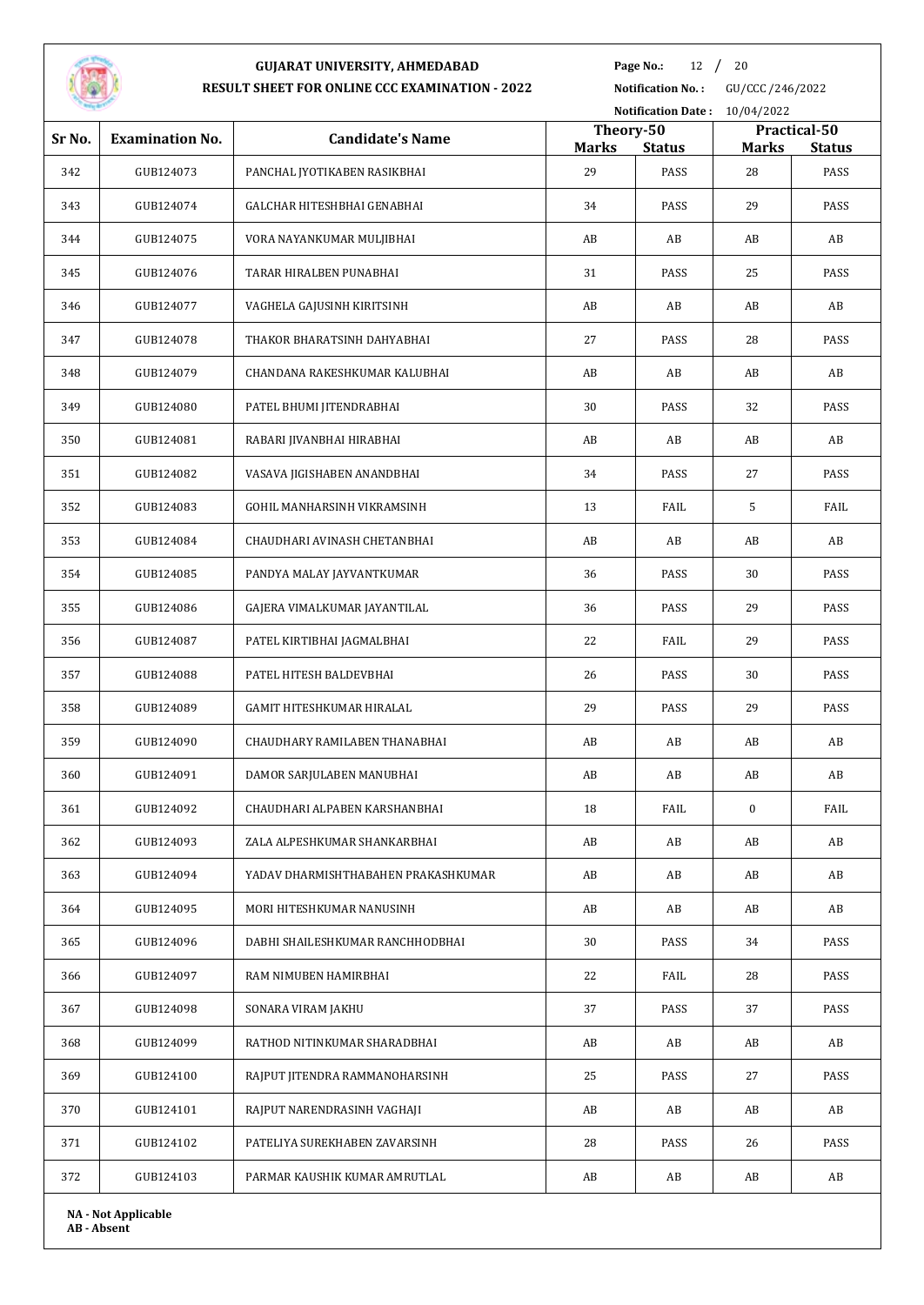# GUJARAT UNIVERSITY, AHMEDABAD

## RESULT SHEET FOR ONLINE CCC EXAMINATION - 2022

**Notification No. :** GU/CCC/246/2022

**Notification Date :** 10/04/2022

| Sr No. | Examination No. | Candidate's Name | Theory-50 | | Practical-50 | |
|---|---|---|---|---|---|---|
| | | | Marks | Status | Marks | Status |
| 342 | GUB124073 | PANCHAL JYOTIKABEN RASIKBHAI | 29 | PASS | 28 | PASS |
| 343 | GUB124074 | GALCHAR HITESHBHAI GENABHAI | 34 | PASS | 29 | PASS |
| 344 | GUB124075 | VORA NAYANKUMAR MULJIBHAI | AB | AB | AB | AB |
| 345 | GUB124076 | TARAR HIRALBEN PUNABHAI | 31 | PASS | 25 | PASS |
| 346 | GUB124077 | VAGHELA GAJUSINH KIRITSINH | AB | AB | AB | AB |
| 347 | GUB124078 | THAKOR BHARATSINH DAHYABHAI | 27 | PASS | 28 | PASS |
| 348 | GUB124079 | CHANDANA RAKESHKUMAR KALUBHAI | AB | AB | AB | AB |
| 349 | GUB124080 | PATEL BHUMI JITENDRABHAI | 30 | PASS | 32 | PASS |
| 350 | GUB124081 | RABARI JIVANBHAI HIRABHAI | AB | AB | AB | AB |
| 351 | GUB124082 | VASAVA JIGISHABEN ANANDBHAI | 34 | PASS | 27 | PASS |
| 352 | GUB124083 | GOHIL MANHARSINH VIKRAMSINH | 13 | FAIL | 5 | FAIL |
| 353 | GUB124084 | CHAUDHARI AVINASH CHETANBHAI | AB | AB | AB | AB |
| 354 | GUB124085 | PANDYA MALAY JAYVANTKUMAR | 36 | PASS | 30 | PASS |
| 355 | GUB124086 | GAJERA VIMALKUMAR JAYANTILAL | 36 | PASS | 29 | PASS |
| 356 | GUB124087 | PATEL KIRTIBHAI JAGMALBHAI | 22 | FAIL | 29 | PASS |
| 357 | GUB124088 | PATEL HITESH BALDEVBHAI | 26 | PASS | 30 | PASS |
| 358 | GUB124089 | GAMIT HITESHKUMAR HIRALAL | 29 | PASS | 29 | PASS |
| 359 | GUB124090 | CHAUDHARY RAMILABEN THANABHAI | AB | AB | AB | AB |
| 360 | GUB124091 | DAMOR SARJULABEN MANUBHAI | AB | AB | AB | AB |
| 361 | GUB124092 | CHAUDHARI ALPABEN KARSHANBHAI | 18 | FAIL | 0 | FAIL |
| 362 | GUB124093 | ZALA ALPESHKUMAR SHANKARBHAI | AB | AB | AB | AB |
| 363 | GUB124094 | YADAV DHARMISHTHABAHEN PRAKASHKUMAR | AB | AB | AB | AB |
| 364 | GUB124095 | MORI HITESHKUMAR NANUSINH | AB | AB | AB | AB |
| 365 | GUB124096 | DABHI SHAILESHKUMAR RANCHHODBHAI | 30 | PASS | 34 | PASS |
| 366 | GUB124097 | RAM NIMUBEN HAMIRBHAI | 22 | FAIL | 28 | PASS |
| 367 | GUB124098 | SONARA VIRAM JAKHU | 37 | PASS | 37 | PASS |
| 368 | GUB124099 | RATHOD NITINKUMAR SHARADBHAI | AB | AB | AB | AB |
| 369 | GUB124100 | RAJPUT JITENDRA RAMMANOHARSINH | 25 | PASS | 27 | PASS |
| 370 | GUB124101 | RAJPUT NARENDRASINH VAGHAJI | AB | AB | AB | AB |
| 371 | GUB124102 | PATELIYA SUREKHABEN ZAVARSINH | 28 | PASS | 26 | PASS |
| 372 | GUB124103 | PARMAR KAUSHIK KUMAR AMRUTLAL | AB | AB | AB | AB |

**NA - Not Applicable**
**AB - Absent**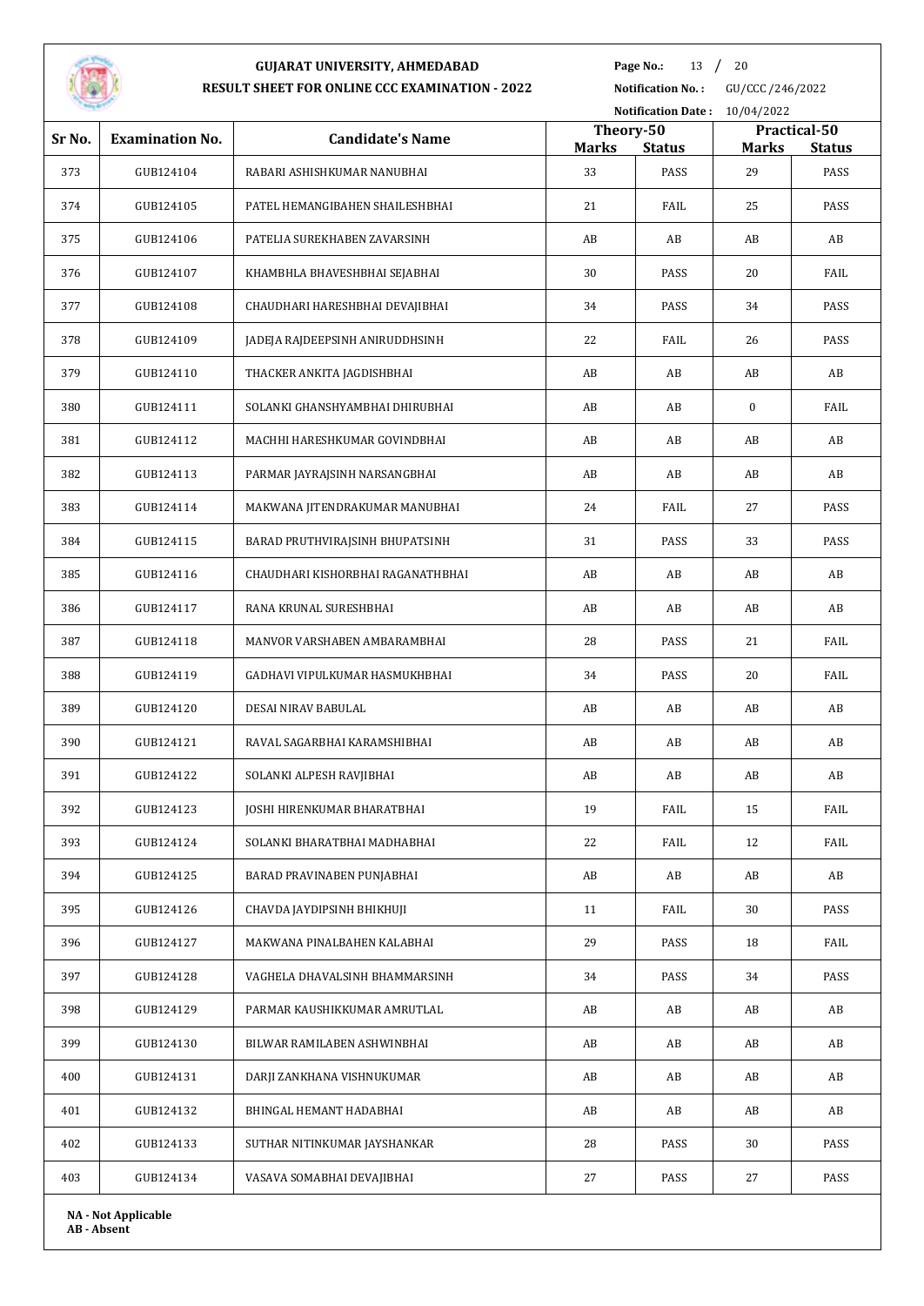# GUJARAT UNIVERSITY, AHMEDABAD

## RESULT SHEET FOR ONLINE CCC EXAMINATION - 2022

**Notification No. :** GU/CCC/246/2022

**Notification Date :** 10/04/2022

| Sr No. | Examination No. | Candidate's Name | Theory-50 | | Practical-50 | |
|---|---|---|---|---|---|---|
| | | | **Marks** | **Status** | **Marks** | **Status** |
| 373 | GUB124104 | RABARI ASHISHKUMAR NANUBHAI | 33 | PASS | 29 | PASS |
| 374 | GUB124105 | PATEL HEMANGIBAHEN SHAILESHBHAI | 21 | FAIL | 25 | PASS |
| 375 | GUB124106 | PATELIA SUREKHABEN ZAVARSINH | AB | AB | AB | AB |
| 376 | GUB124107 | KHAMBHLA BHAVESHBHAI SEJABHAI | 30 | PASS | 20 | FAIL |
| 377 | GUB124108 | CHAUDHARI HARESHBHAI DEVAJIBHAI | 34 | PASS | 34 | PASS |
| 378 | GUB124109 | JADEJA RAJDEEPSINH ANIRUDDHSINH | 22 | FAIL | 26 | PASS |
| 379 | GUB124110 | THACKER ANKITA JAGDISHBHAI | AB | AB | AB | AB |
| 380 | GUB124111 | SOLANKI GHANSHYAMBHAI DHIRUBHAI | AB | AB | 0 | FAIL |
| 381 | GUB124112 | MACHHI HARESHKUMAR GOVINDBHAI | AB | AB | AB | AB |
| 382 | GUB124113 | PARMAR JAYRAJSINH NARSANGBHAI | AB | AB | AB | AB |
| 383 | GUB124114 | MAKWANA JITENDRAKUMAR MANUBHAI | 24 | FAIL | 27 | PASS |
| 384 | GUB124115 | BARAD PRUTHVIRAJSINH BHUPATSINH | 31 | PASS | 33 | PASS |
| 385 | GUB124116 | CHAUDHARI KISHORBHAI RAGANATHBHAI | AB | AB | AB | AB |
| 386 | GUB124117 | RANA KRUNAL SURESHBHAI | AB | AB | AB | AB |
| 387 | GUB124118 | MANVOR VARSHABEN AMBARAMBHAI | 28 | PASS | 21 | FAIL |
| 388 | GUB124119 | GADHAVI VIPULKUMAR HASMUKHBHAI | 34 | PASS | 20 | FAIL |
| 389 | GUB124120 | DESAI NIRAV BABULAL | AB | AB | AB | AB |
| 390 | GUB124121 | RAVAL SAGARBHAI KARAMSHIBHAI | AB | AB | AB | AB |
| 391 | GUB124122 | SOLANKI ALPESH RAVJIBHAI | AB | AB | AB | AB |
| 392 | GUB124123 | JOSHI HIRENKUMAR BHARATBHAI | 19 | FAIL | 15 | FAIL |
| 393 | GUB124124 | SOLANKI BHARATBHAI MADHABHAI | 22 | FAIL | 12 | FAIL |
| 394 | GUB124125 | BARAD PRAVINABEN PUNJABHAI | AB | AB | AB | AB |
| 395 | GUB124126 | CHAVDA JAYDIPSINH BHIKHUJI | 11 | FAIL | 30 | PASS |
| 396 | GUB124127 | MAKWANA PINALBAHEN KALABHAI | 29 | PASS | 18 | FAIL |
| 397 | GUB124128 | VAGHELA DHAVALSINH BHAMMARSINH | 34 | PASS | 34 | PASS |
| 398 | GUB124129 | PARMAR KAUSHIKKUMAR AMRUTLAL | AB | AB | AB | AB |
| 399 | GUB124130 | BILWAR RAMILABEN ASHWINBHAI | AB | AB | AB | AB |
| 400 | GUB124131 | DARJI ZANKHANA VISHNUKUMAR | AB | AB | AB | AB |
| 401 | GUB124132 | BHINGAL HEMANT HADABHAI | AB | AB | AB | AB |
| 402 | GUB124133 | SUTHAR NITINKUMAR JAYSHANKAR | 28 | PASS | 30 | PASS |
| 403 | GUB124134 | VASAVA SOMABHAI DEVAJIBHAI | 27 | PASS | 27 | PASS |

**NA - Not Applicable**
**AB - Absent**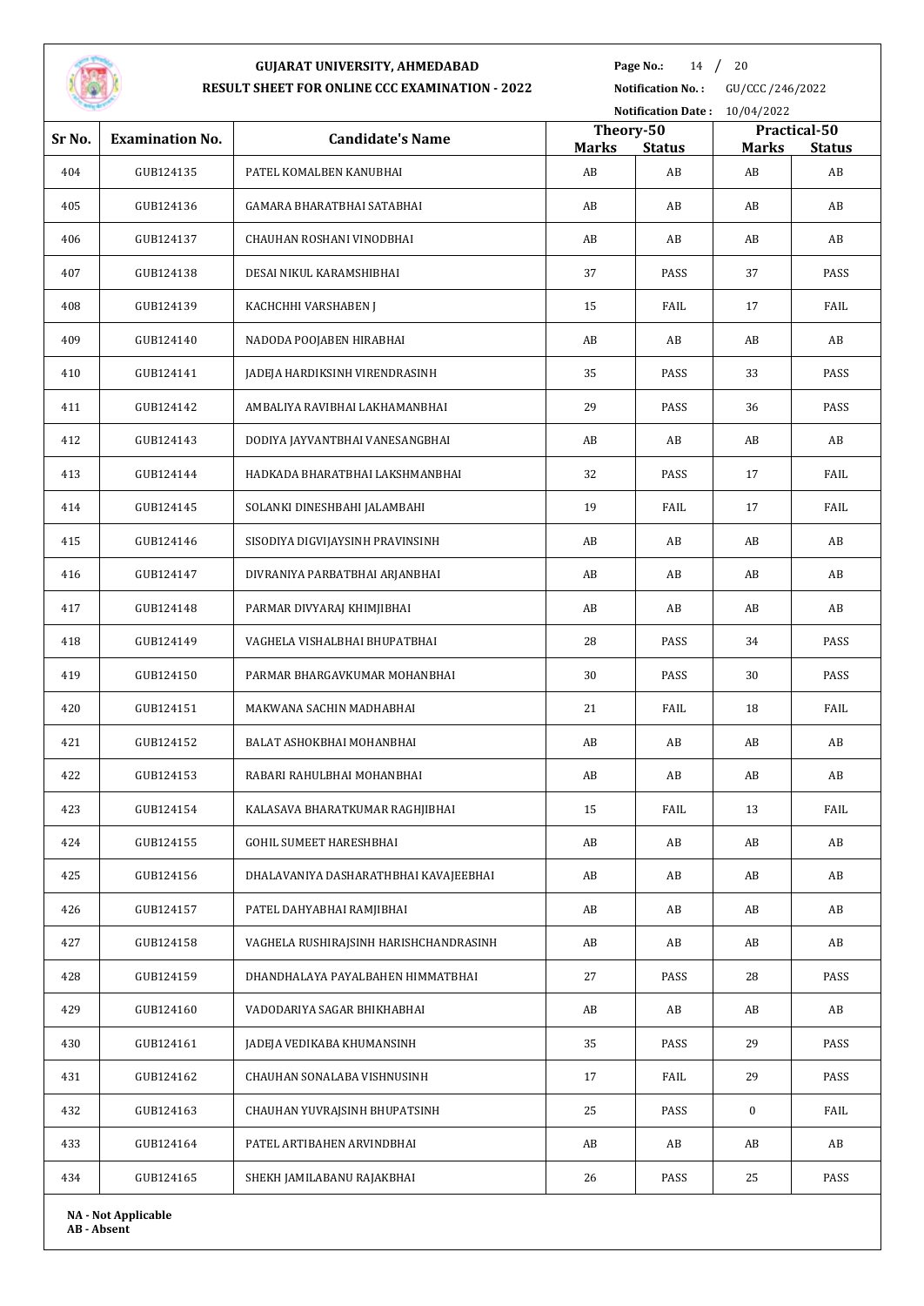# GUJARAT UNIVERSITY, AHMEDABAD

## RESULT SHEET FOR ONLINE CCC EXAMINATION - 2022

**Notification No. :** GU/CCC/246/2022

**Notification Date :** 10/04/2022

| Sr No. | Examination No. | Candidate's Name | Theory-50 | | Practical-50 | |
|---|---|---|---|---|---|---|
| | | | Marks | Status | Marks | Status |
| 404 | GUB124135 | PATEL KOMALBEN KANUBHAI | AB | AB | AB | AB |
| 405 | GUB124136 | GAMARA BHARATBHAI SATABHAI | AB | AB | AB | AB |
| 406 | GUB124137 | CHAUHAN ROSHANI VINODBHAI | AB | AB | AB | AB |
| 407 | GUB124138 | DESAI NIKUL KARAMSHIBHAI | 37 | PASS | 37 | PASS |
| 408 | GUB124139 | KACHCHHI VARSHABEN J | 15 | FAIL | 17 | FAIL |
| 409 | GUB124140 | NADODA POOJABEN HIRABHAI | AB | AB | AB | AB |
| 410 | GUB124141 | JADEJA HARDIKSINH VIRENDRASINH | 35 | PASS | 33 | PASS |
| 411 | GUB124142 | AMBALIYA RAVIBHAI LAKHAMANBHAI | 29 | PASS | 36 | PASS |
| 412 | GUB124143 | DODIYA JAYVANTBHAI VANESANGBHAI | AB | AB | AB | AB |
| 413 | GUB124144 | HADKADA BHARATBHAI LAKSHMANBHAI | 32 | PASS | 17 | FAIL |
| 414 | GUB124145 | SOLANKI DINESHBAHI JALAMBAHI | 19 | FAIL | 17 | FAIL |
| 415 | GUB124146 | SISODIYA DIGVIJAYSINH PRAVINSINH | AB | AB | AB | AB |
| 416 | GUB124147 | DIVRANIYA PARBATBHAI ARJANBHAI | AB | AB | AB | AB |
| 417 | GUB124148 | PARMAR DIVYARAJ KHIMJIBHAI | AB | AB | AB | AB |
| 418 | GUB124149 | VAGHELA VISHALBHAI BHUPATBHAI | 28 | PASS | 34 | PASS |
| 419 | GUB124150 | PARMAR BHARGAVKUMAR MOHANBHAI | 30 | PASS | 30 | PASS |
| 420 | GUB124151 | MAKWANA SACHIN MADHABHAI | 21 | FAIL | 18 | FAIL |
| 421 | GUB124152 | BALAT ASHOKBHAI MOHANBHAI | AB | AB | AB | AB |
| 422 | GUB124153 | RABARI RAHULBHAI MOHANBHAI | AB | AB | AB | AB |
| 423 | GUB124154 | KALASAVA BHARATKUMAR RAGHJIBHAI | 15 | FAIL | 13 | FAIL |
| 424 | GUB124155 | GOHIL SUMEET HARESHBHAI | AB | AB | AB | AB |
| 425 | GUB124156 | DHALAVANIYA DASHARATHBHAI KAVAJEEBHAI | AB | AB | AB | AB |
| 426 | GUB124157 | PATEL DAHYABHAI RAMJIBHAI | AB | AB | AB | AB |
| 427 | GUB124158 | VAGHELA RUSHIRAJSINH HARISHCHANDRASINH | AB | AB | AB | AB |
| 428 | GUB124159 | DHANDHALAYA PAYALBAHEN HIMMATBHAI | 27 | PASS | 28 | PASS |
| 429 | GUB124160 | VADODARIYA SAGAR BHIKHABHAI | AB | AB | AB | AB |
| 430 | GUB124161 | JADEJA VEDIKABA KHUMANSINH | 35 | PASS | 29 | PASS |
| 431 | GUB124162 | CHAUHAN SONALABA VISHNUSINH | 17 | FAIL | 29 | PASS |
| 432 | GUB124163 | CHAUHAN YUVRAJSINH BHUPATSINH | 25 | PASS | 0 | FAIL |
| 433 | GUB124164 | PATEL ARTIBAHEN ARVINDBHAI | AB | AB | AB | AB |
| 434 | GUB124165 | SHEKH JAMILABANU RAJAKBHAI | 26 | PASS | 25 | PASS |

**NA - Not Applicable**
**AB - Absent**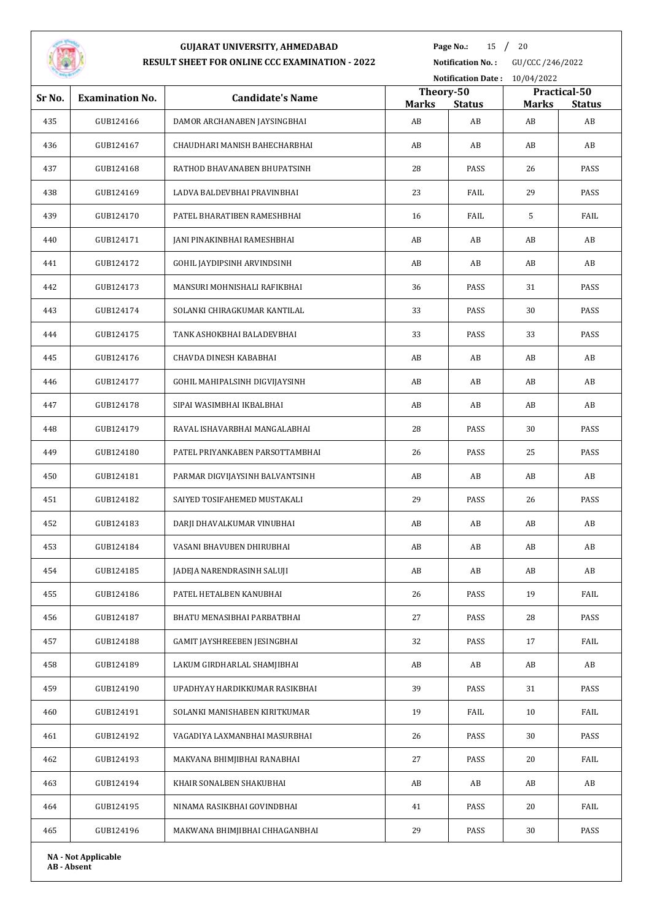# GUJARAT UNIVERSITY, AHMEDABAD

## RESULT SHEET FOR ONLINE CCC EXAMINATION - 2022

**Notification No. :** GU/CCC/246/2022

**Notification Date :** 10/04/2022

| Sr No. | Examination No. | Candidate's Name | Theory-50 | | Practical-50 | |
|---|---|---|---|---|---|---|
| | | | Marks | Status | Marks | Status |
| 435 | GUB124166 | DAMOR ARCHANABEN JAYSINGBHAI | AB | AB | AB | AB |
| 436 | GUB124167 | CHAUDHARI MANISH BAHECHARBHAI | AB | AB | AB | AB |
| 437 | GUB124168 | RATHOD BHAVANABEN BHUPATSINH | 28 | PASS | 26 | PASS |
| 438 | GUB124169 | LADVA BALDEVBHAI PRAVINBHAI | 23 | FAIL | 29 | PASS |
| 439 | GUB124170 | PATEL BHARATIBEN RAMESHBHAI | 16 | FAIL | 5 | FAIL |
| 440 | GUB124171 | JANI PINAKINBHAI RAMESHBHAI | AB | AB | AB | AB |
| 441 | GUB124172 | GOHIL JAYDIPSINH ARVINDSINH | AB | AB | AB | AB |
| 442 | GUB124173 | MANSURI MOHNISHALI RAFIKBHAI | 36 | PASS | 31 | PASS |
| 443 | GUB124174 | SOLANKI CHIRAGKUMAR KANTILAL | 33 | PASS | 30 | PASS |
| 444 | GUB124175 | TANK ASHOKBHAI BALADEVBHAI | 33 | PASS | 33 | PASS |
| 445 | GUB124176 | CHAVDA DINESH KABABHAI | AB | AB | AB | AB |
| 446 | GUB124177 | GOHIL MAHIPALSINH DIGVIJAYSINH | AB | AB | AB | AB |
| 447 | GUB124178 | SIPAI WASIMBHAI IKBALBHAI | AB | AB | AB | AB |
| 448 | GUB124179 | RAVAL ISHAVARBHAI MANGALABHAI | 28 | PASS | 30 | PASS |
| 449 | GUB124180 | PATEL PRIYANKABEN PARSOTTAMBHAI | 26 | PASS | 25 | PASS |
| 450 | GUB124181 | PARMAR DIGVIJAYSINH BALVANTSINH | AB | AB | AB | AB |
| 451 | GUB124182 | SAIYED TOSIFAHEMED MUSTAKALI | 29 | PASS | 26 | PASS |
| 452 | GUB124183 | DARJI DHAVALKUMAR VINUBHAI | AB | AB | AB | AB |
| 453 | GUB124184 | VASANI BHAVUBEN DHIRUBHAI | AB | AB | AB | AB |
| 454 | GUB124185 | JADEJA NARENDRASINH SALUJI | AB | AB | AB | AB |
| 455 | GUB124186 | PATEL HETALBEN KANUBHAI | 26 | PASS | 19 | FAIL |
| 456 | GUB124187 | BHATU MENASIBHAI PARBATBHAI | 27 | PASS | 28 | PASS |
| 457 | GUB124188 | GAMIT JAYSHREEBEN JESINGBHAI | 32 | PASS | 17 | FAIL |
| 458 | GUB124189 | LAKUM GIRDHARLAL SHAMJIBHAI | AB | AB | AB | AB |
| 459 | GUB124190 | UPADHYAY HARDIKKUMAR RASIKBHAI | 39 | PASS | 31 | PASS |
| 460 | GUB124191 | SOLANKI MANISHABEN KIRITKUMAR | 19 | FAIL | 10 | FAIL |
| 461 | GUB124192 | VAGADIYA LAXMANBHAI MASURBHAI | 26 | PASS | 30 | PASS |
| 462 | GUB124193 | MAKVANA BHIMJIBHAI RANABHAI | 27 | PASS | 20 | FAIL |
| 463 | GUB124194 | KHAIR SONALBEN SHAKUBHAI | AB | AB | AB | AB |
| 464 | GUB124195 | NINAMA RASIKBHAI GOVINDBHAI | 41 | PASS | 20 | FAIL |
| 465 | GUB124196 | MAKWANA BHIMJIBHAI CHHAGANBHAI | 29 | PASS | 30 | PASS |

**NA - Not Applicable**
**AB - Absent**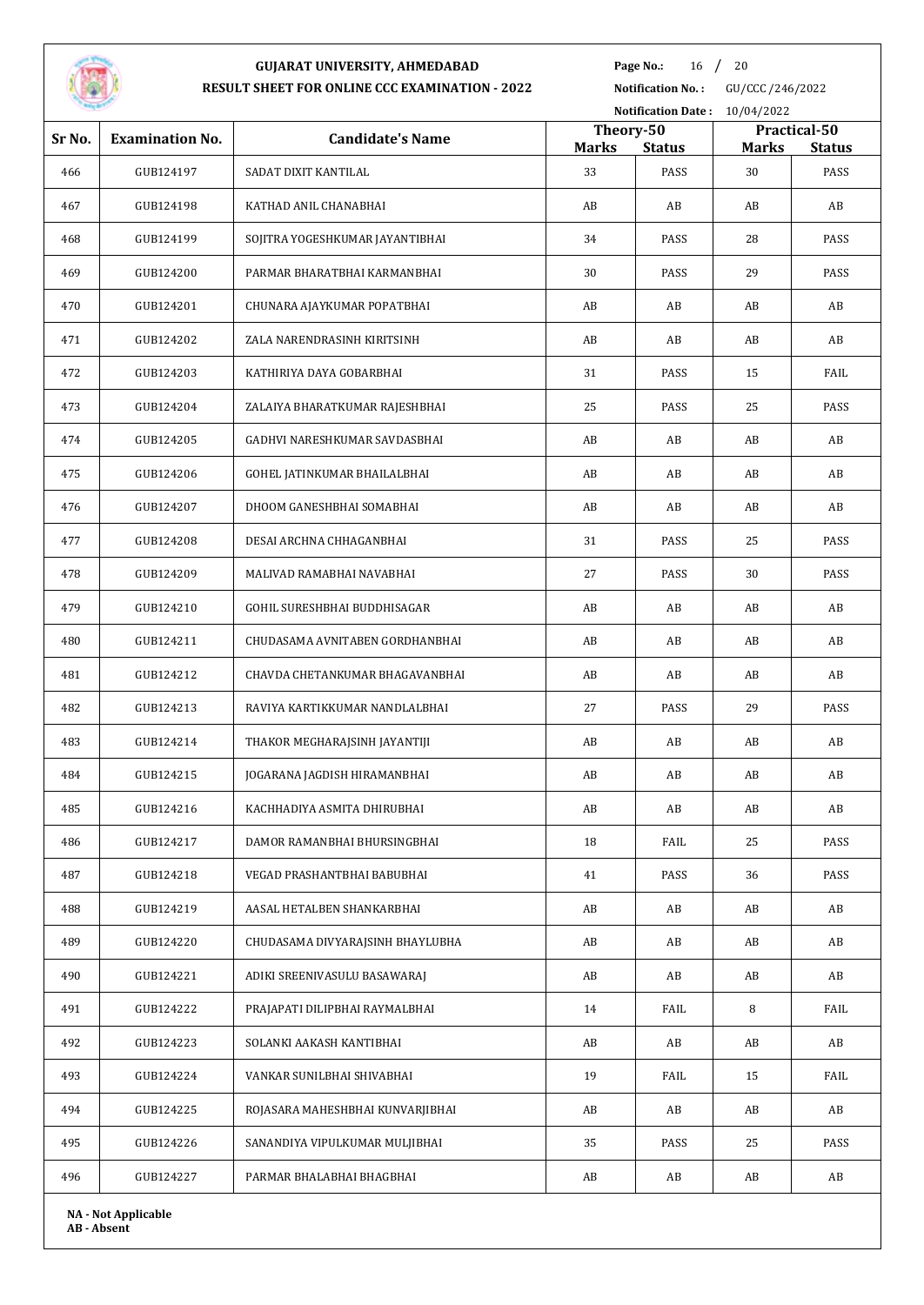# GUJARAT UNIVERSITY, AHMEDABAD
## RESULT SHEET FOR ONLINE CCC EXAMINATION - 2022

**Notification No. :** GU/CCC/246/2022
**Notification Date :** 10/04/2022

| Sr No. | Examination No. | Candidate's Name | Theory-50 | | Practical-50 | |
|---|---|---|---|---|---|---|
| | | | Marks | Status | Marks | Status |
| 466 | GUB124197 | SADAT DIXIT KANTILAL | 33 | PASS | 30 | PASS |
| 467 | GUB124198 | KATHAD ANIL CHANABHAI | AB | AB | AB | AB |
| 468 | GUB124199 | SOJITRA YOGESHKUMAR JAYANTIBHAI | 34 | PASS | 28 | PASS |
| 469 | GUB124200 | PARMAR BHARATBHAI KARMANBHAI | 30 | PASS | 29 | PASS |
| 470 | GUB124201 | CHUNARA AJAYKUMAR POPATBHAI | AB | AB | AB | AB |
| 471 | GUB124202 | ZALA NARENDRASINH KIRITSINH | AB | AB | AB | AB |
| 472 | GUB124203 | KATHIRIYA DAYA GOBARBHAI | 31 | PASS | 15 | FAIL |
| 473 | GUB124204 | ZALAIYA BHARATKUMAR RAJESHBHAI | 25 | PASS | 25 | PASS |
| 474 | GUB124205 | GADHVI NARESHKUMAR SAVDASBHAI | AB | AB | AB | AB |
| 475 | GUB124206 | GOHEL JATINKUMAR BHAILALBHAI | AB | AB | AB | AB |
| 476 | GUB124207 | DHOOM GANESHBHAI SOMABHAI | AB | AB | AB | AB |
| 477 | GUB124208 | DESAI ARCHNA CHHAGANBHAI | 31 | PASS | 25 | PASS |
| 478 | GUB124209 | MALIVAD RAMABHAI NAVABHAI | 27 | PASS | 30 | PASS |
| 479 | GUB124210 | GOHIL SURESHBHAI BUDDHISAGAR | AB | AB | AB | AB |
| 480 | GUB124211 | CHUDASAMA AVNITABEN GORDHANBHAI | AB | AB | AB | AB |
| 481 | GUB124212 | CHAVDA CHETANKUMAR BHAGAVANBHAI | AB | AB | AB | AB |
| 482 | GUB124213 | RAVIYA KARTIKKUMAR NANDLALBHAI | 27 | PASS | 29 | PASS |
| 483 | GUB124214 | THAKOR MEGHARAJSINH JAYANTIJI | AB | AB | AB | AB |
| 484 | GUB124215 | JOGARANA JAGDISH HIRAMANBHAI | AB | AB | AB | AB |
| 485 | GUB124216 | KACHHADIYA ASMITA DHIRUBHAI | AB | AB | AB | AB |
| 486 | GUB124217 | DAMOR RAMANBHAI BHURSINGBHAI | 18 | FAIL | 25 | PASS |
| 487 | GUB124218 | VEGAD PRASHANTBHAI BABUBHAI | 41 | PASS | 36 | PASS |
| 488 | GUB124219 | AASAL HETALBEN SHANKARBHAI | AB | AB | AB | AB |
| 489 | GUB124220 | CHUDASAMA DIVYARAJSINH BHAYLUBHA | AB | AB | AB | AB |
| 490 | GUB124221 | ADIKI SREENIVASULU BASAWARAJ | AB | AB | AB | AB |
| 491 | GUB124222 | PRAJAPATI DILIPBHAI RAYMALBHAI | 14 | FAIL | 8 | FAIL |
| 492 | GUB124223 | SOLANKI AAKASH KANTIBHAI | AB | AB | AB | AB |
| 493 | GUB124224 | VANKAR SUNILBHAI SHIVABHAI | 19 | FAIL | 15 | FAIL |
| 494 | GUB124225 | ROJASARA MAHESHBHAI KUNVARJIBHAI | AB | AB | AB | AB |
| 495 | GUB124226 | SANANDIYA VIPULKUMAR MULJIBHAI | 35 | PASS | 25 | PASS |
| 496 | GUB124227 | PARMAR BHALABHAI BHAGBHAI | AB | AB | AB | AB |

**NA - Not Applicable**
**AB - Absent**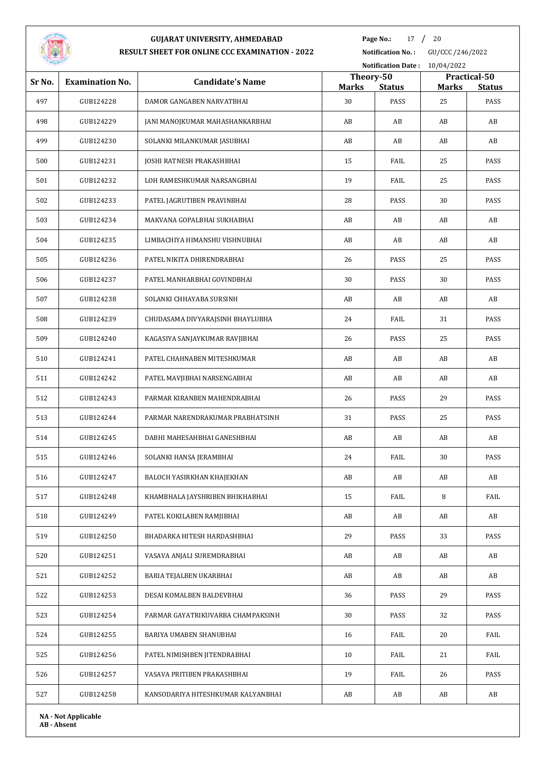# GUJARAT UNIVERSITY, AHMEDABAD

## RESULT SHEET FOR ONLINE CCC EXAMINATION - 2022

**Notification No. :** GU/CCC/246/2022

**Notification Date :** 10/04/2022

| Sr No. | Examination No. | Candidate's Name | Theory-50 | | Practical-50 | |
|---|---|---|---|---|---|---|
| | | | **Marks** | **Status** | **Marks** | **Status** |
| 497 | GUB124228 | DAMOR GANGABEN NARVATBHAI | 30 | PASS | 25 | PASS |
| 498 | GUB124229 | JANI MANOJKUMAR MAHASHANKARBHAI | AB | AB | AB | AB |
| 499 | GUB124230 | SOLANKI MILANKUMAR JASUBHAI | AB | AB | AB | AB |
| 500 | GUB124231 | JOSHI RATNESH PRAKASHBHAI | 15 | FAIL | 25 | PASS |
| 501 | GUB124232 | LOH RAMESHKUMAR NARSANGBHAI | 19 | FAIL | 25 | PASS |
| 502 | GUB124233 | PATEL JAGRUTIBEN PRAVINBHAI | 28 | PASS | 30 | PASS |
| 503 | GUB124234 | MAKVANA GOPALBHAI SUKHABHAI | AB | AB | AB | AB |
| 504 | GUB124235 | LIMBACHIYA HIMANSHU VISHNUBHAI | AB | AB | AB | AB |
| 505 | GUB124236 | PATEL NIKITA DHIRENDRABHAI | 26 | PASS | 25 | PASS |
| 506 | GUB124237 | PATEL MANHARBHAI GOVINDBHAI | 30 | PASS | 30 | PASS |
| 507 | GUB124238 | SOLANKI CHHAYABA SURSINH | AB | AB | AB | AB |
| 508 | GUB124239 | CHUDASAMA DIVYARAJSINH BHAYLUBHA | 24 | FAIL | 31 | PASS |
| 509 | GUB124240 | KAGASIYA SANJAYKUMAR RAVJIBHAI | 26 | PASS | 25 | PASS |
| 510 | GUB124241 | PATEL CHAHNABEN MITESHKUMAR | AB | AB | AB | AB |
| 511 | GUB124242 | PATEL MAVJIBHAI NARSENGABHAI | AB | AB | AB | AB |
| 512 | GUB124243 | PARMAR KIRANBEN MAHENDRABHAI | 26 | PASS | 29 | PASS |
| 513 | GUB124244 | PARMAR NARENDRAKUMAR PRABHATSINH | 31 | PASS | 25 | PASS |
| 514 | GUB124245 | DABHI MAHESAHBHAI GANESHBHAI | AB | AB | AB | AB |
| 515 | GUB124246 | SOLANKI HANSA JERAMBHAI | 24 | FAIL | 30 | PASS |
| 516 | GUB124247 | BALOCH YASIRKHAN KHAJEKHAN | AB | AB | AB | AB |
| 517 | GUB124248 | KHAMBHALA JAYSHRIBEN BHIKHABHAI | 15 | FAIL | 8 | FAIL |
| 518 | GUB124249 | PATEL KOKILABEN RAMJIBHAI | AB | AB | AB | AB |
| 519 | GUB124250 | BHADARKA HITESH HARDASHBHAI | 29 | PASS | 33 | PASS |
| 520 | GUB124251 | VASAVA ANJALI SUREMDRABHAI | AB | AB | AB | AB |
| 521 | GUB124252 | BARIA TEJALBEN UKARBHAI | AB | AB | AB | AB |
| 522 | GUB124253 | DESAI KOMALBEN BALDEVBHAI | 36 | PASS | 29 | PASS |
| 523 | GUB124254 | PARMAR GAYATRIKUVARBA CHAMPAKSINH | 30 | PASS | 32 | PASS |
| 524 | GUB124255 | BARIYA UMABEN SHANUBHAI | 16 | FAIL | 20 | FAIL |
| 525 | GUB124256 | PATEL NIMISHBEN JITENDRABHAI | 10 | FAIL | 21 | FAIL |
| 526 | GUB124257 | VASAVA PRITIBEN PRAKASHBHAI | 19 | FAIL | 26 | PASS |
| 527 | GUB124258 | KANSODARIYA HITESHKUMAR KALYANBHAI | AB | AB | AB | AB |

**NA - Not Applicable**
**AB - Absent**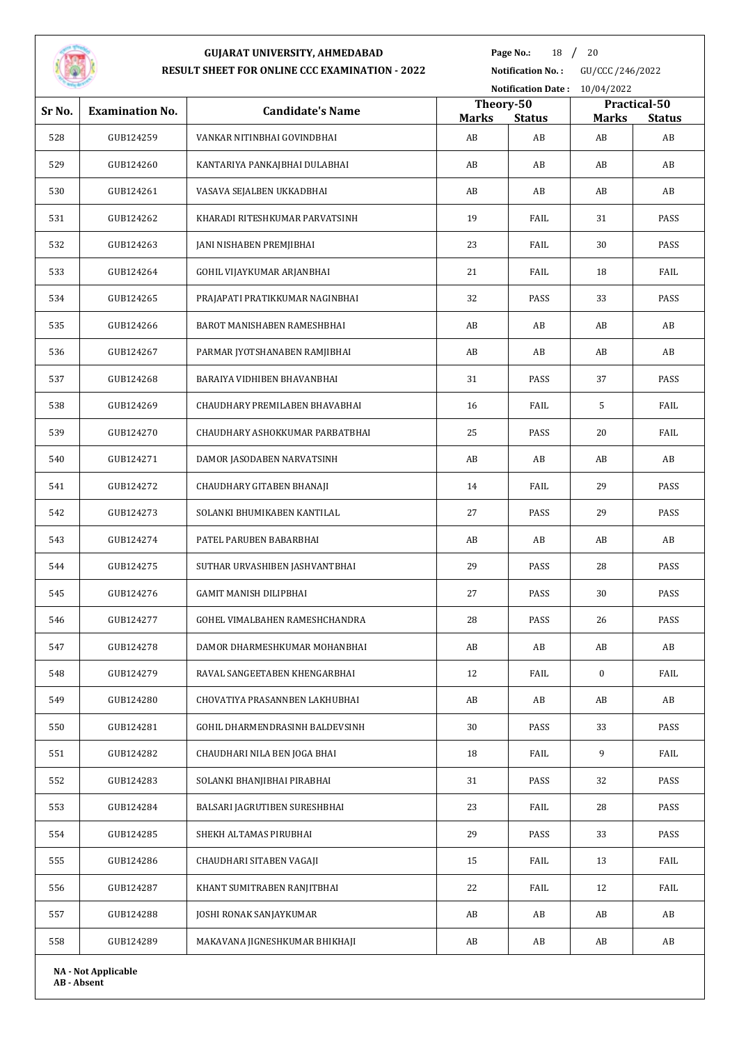# GUJARAT UNIVERSITY, AHMEDABAD

## RESULT SHEET FOR ONLINE CCC EXAMINATION - 2022

**Notification No. :** GU/CCC/246/2022

**Notification Date :** 10/04/2022

| Sr No. | Examination No. | Candidate's Name | Theory-50 | | Practical-50 | |
|---|---|---|---|---|---|---|
| | | | Marks | Status | Marks | Status |
| 528 | GUB124259 | VANKAR NITINBHAI GOVINDBHAI | AB | AB | AB | AB |
| 529 | GUB124260 | KANTARIYA PANKAJBHAI DULABHAI | AB | AB | AB | AB |
| 530 | GUB124261 | VASAVA SEJALBEN UKKADBHAI | AB | AB | AB | AB |
| 531 | GUB124262 | KHARADI RITESHKUMAR PARVATSINH | 19 | FAIL | 31 | PASS |
| 532 | GUB124263 | JANI NISHABEN PREMJIBHAI | 23 | FAIL | 30 | PASS |
| 533 | GUB124264 | GOHIL VIJAYKUMAR ARJANBHAI | 21 | FAIL | 18 | FAIL |
| 534 | GUB124265 | PRAJAPATI PRATIKKUMAR NAGINBHAI | 32 | PASS | 33 | PASS |
| 535 | GUB124266 | BAROT MANISHABEN RAMESHBHAI | AB | AB | AB | AB |
| 536 | GUB124267 | PARMAR JYOTSHANABEN RAMJIBHAI | AB | AB | AB | AB |
| 537 | GUB124268 | BARAIYA VIDHIBEN BHAVANBHAI | 31 | PASS | 37 | PASS |
| 538 | GUB124269 | CHAUDHARY PREMILABEN BHAVABHAI | 16 | FAIL | 5 | FAIL |
| 539 | GUB124270 | CHAUDHARY ASHOKKUMAR PARBATBHAI | 25 | PASS | 20 | FAIL |
| 540 | GUB124271 | DAMOR JASODABEN NARVATSINH | AB | AB | AB | AB |
| 541 | GUB124272 | CHAUDHARY GITABEN BHANAJI | 14 | FAIL | 29 | PASS |
| 542 | GUB124273 | SOLANKI BHUMIKABEN KANTILAL | 27 | PASS | 29 | PASS |
| 543 | GUB124274 | PATEL PARUBEN BABARBHAI | AB | AB | AB | AB |
| 544 | GUB124275 | SUTHAR URVASHIBEN JASHVANTBHAI | 29 | PASS | 28 | PASS |
| 545 | GUB124276 | GAMIT MANISH DILIPBHAI | 27 | PASS | 30 | PASS |
| 546 | GUB124277 | GOHEL VIMALBAHEN RAMESHCHANDRA | 28 | PASS | 26 | PASS |
| 547 | GUB124278 | DAMOR DHARMESHKUMAR MOHANBHAI | AB | AB | AB | AB |
| 548 | GUB124279 | RAVAL SANGEETABEN KHENGARBHAI | 12 | FAIL | 0 | FAIL |
| 549 | GUB124280 | CHOVATIYA PRASANNBEN LAKHUBHAI | AB | AB | AB | AB |
| 550 | GUB124281 | GOHIL DHARMENDRASINH BALDEVSINH | 30 | PASS | 33 | PASS |
| 551 | GUB124282 | CHAUDHARI NILA BEN JOGA BHAI | 18 | FAIL | 9 | FAIL |
| 552 | GUB124283 | SOLANKI BHANJIBHAI PIRABHAI | 31 | PASS | 32 | PASS |
| 553 | GUB124284 | BALSARI JAGRUTIBEN SURESHBHAI | 23 | FAIL | 28 | PASS |
| 554 | GUB124285 | SHEKH ALTAMAS PIRUBHAI | 29 | PASS | 33 | PASS |
| 555 | GUB124286 | CHAUDHARI SITABEN VAGAJI | 15 | FAIL | 13 | FAIL |
| 556 | GUB124287 | KHANT SUMITRABEN RANJITBHAI | 22 | FAIL | 12 | FAIL |
| 557 | GUB124288 | JOSHI RONAK SANJAYKUMAR | AB | AB | AB | AB |
| 558 | GUB124289 | MAKAVANA JIGNESHKUMAR BHIKHAJI | AB | AB | AB | AB |

**NA - Not Applicable**
**AB - Absent**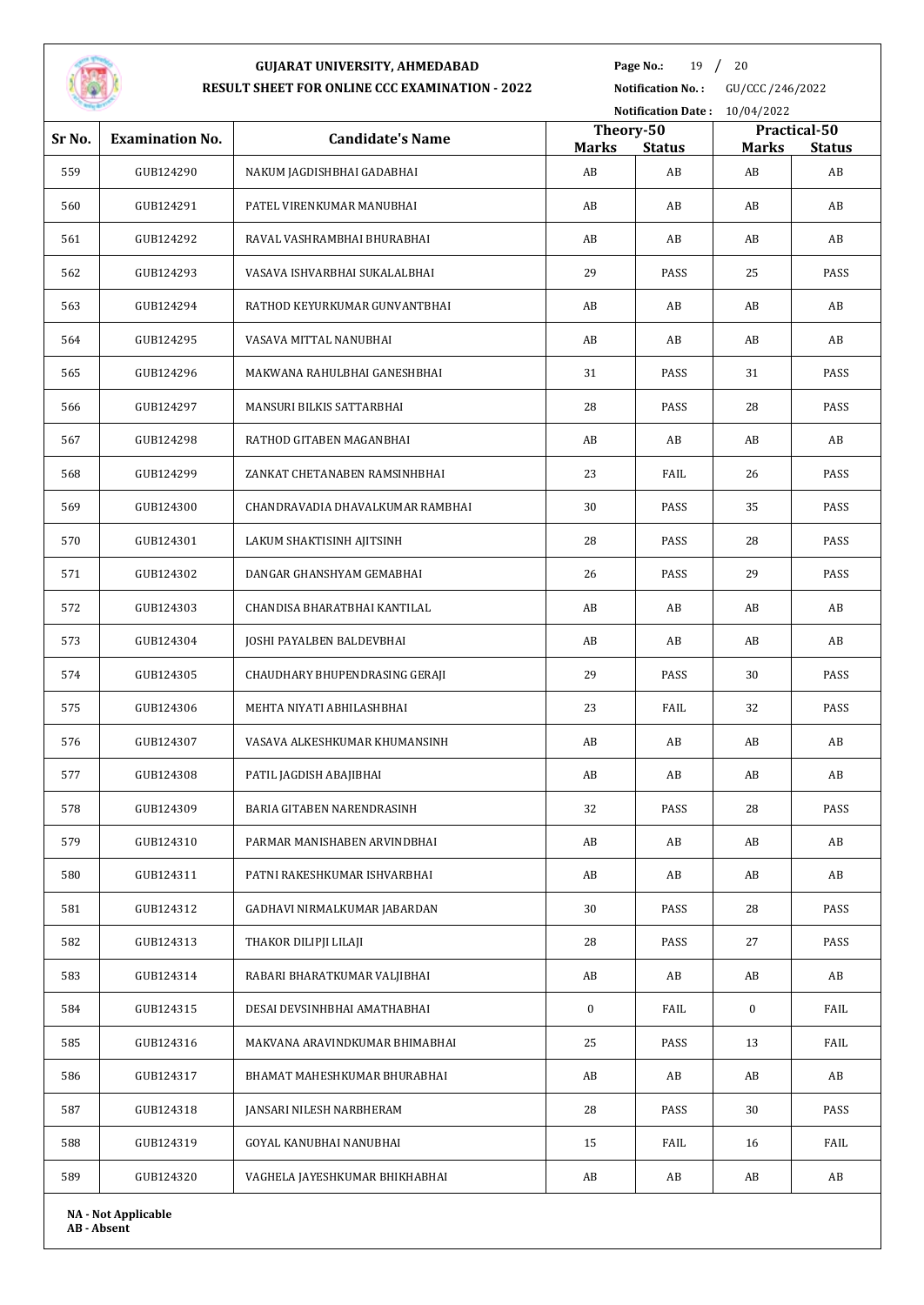# GUJARAT UNIVERSITY, AHMEDABAD

## RESULT SHEET FOR ONLINE CCC EXAMINATION - 2022

**Notification No. :** GU/CCC/246/2022

**Notification Date :** 10/04/2022

| Sr No. | Examination No. | Candidate's Name | Theory-50 | | Practical-50 | |
|---|---|---|---|---|---|---|
| | | | **Marks** | **Status** | **Marks** | **Status** |
| 559 | GUB124290 | NAKUM JAGDISHBHAI GADABHAI | AB | AB | AB | AB |
| 560 | GUB124291 | PATEL VIRENKUMAR MANUBHAI | AB | AB | AB | AB |
| 561 | GUB124292 | RAVAL VASHRAMBHAI BHURABHAI | AB | AB | AB | AB |
| 562 | GUB124293 | VASAVA ISHVARBHAI SUKALALBHAI | 29 | PASS | 25 | PASS |
| 563 | GUB124294 | RATHOD KEYURKUMAR GUNVANTBHAI | AB | AB | AB | AB |
| 564 | GUB124295 | VASAVA MITTAL NANUBHAI | AB | AB | AB | AB |
| 565 | GUB124296 | MAKWANA RAHULBHAI GANESHBHAI | 31 | PASS | 31 | PASS |
| 566 | GUB124297 | MANSURI BILKIS SATTARBHAI | 28 | PASS | 28 | PASS |
| 567 | GUB124298 | RATHOD GITABEN MAGANBHAI | AB | AB | AB | AB |
| 568 | GUB124299 | ZANKAT CHETANABEN RAMSINHBHAI | 23 | FAIL | 26 | PASS |
| 569 | GUB124300 | CHANDRAVADIA DHAVALKUMAR RAMBHAI | 30 | PASS | 35 | PASS |
| 570 | GUB124301 | LAKUM SHAKTISINH AJITSINH | 28 | PASS | 28 | PASS |
| 571 | GUB124302 | DANGAR GHANSHYAM GEMABHAI | 26 | PASS | 29 | PASS |
| 572 | GUB124303 | CHANDISA BHARATBHAI KANTILAL | AB | AB | AB | AB |
| 573 | GUB124304 | JOSHI PAYALBEN BALDEVBHAI | AB | AB | AB | AB |
| 574 | GUB124305 | CHAUDHARY BHUPENDRASING GERAJI | 29 | PASS | 30 | PASS |
| 575 | GUB124306 | MEHTA NIYATI ABHILASHBHAI | 23 | FAIL | 32 | PASS |
| 576 | GUB124307 | VASAVA ALKESHKUMAR KHUMANSINH | AB | AB | AB | AB |
| 577 | GUB124308 | PATIL JAGDISH ABAJIBHAI | AB | AB | AB | AB |
| 578 | GUB124309 | BARIA GITABEN NARENDRASINH | 32 | PASS | 28 | PASS |
| 579 | GUB124310 | PARMAR MANISHABEN ARVINDBHAI | AB | AB | AB | AB |
| 580 | GUB124311 | PATNI RAKESHKUMAR ISHVARBHAI | AB | AB | AB | AB |
| 581 | GUB124312 | GADHAVI NIRMALKUMAR JABARDAN | 30 | PASS | 28 | PASS |
| 582 | GUB124313 | THAKOR DILIPJI LILAJI | 28 | PASS | 27 | PASS |
| 583 | GUB124314 | RABARI BHARATKUMAR VALJIBHAI | AB | AB | AB | AB |
| 584 | GUB124315 | DESAI DEVSINHBHAI AMATHABHAI | 0 | FAIL | 0 | FAIL |
| 585 | GUB124316 | MAKVANA ARAVINDKUMAR BHIMABHAI | 25 | PASS | 13 | FAIL |
| 586 | GUB124317 | BHAMAT MAHESHKUMAR BHURABHAI | AB | AB | AB | AB |
| 587 | GUB124318 | JANSARI NILESH NARBHERAM | 28 | PASS | 30 | PASS |
| 588 | GUB124319 | GOYAL KANUBHAI NANUBHAI | 15 | FAIL | 16 | FAIL |
| 589 | GUB124320 | VAGHELA JAYESHKUMAR BHIKHABHAI | AB | AB | AB | AB |

**NA - Not Applicable**
**AB - Absent**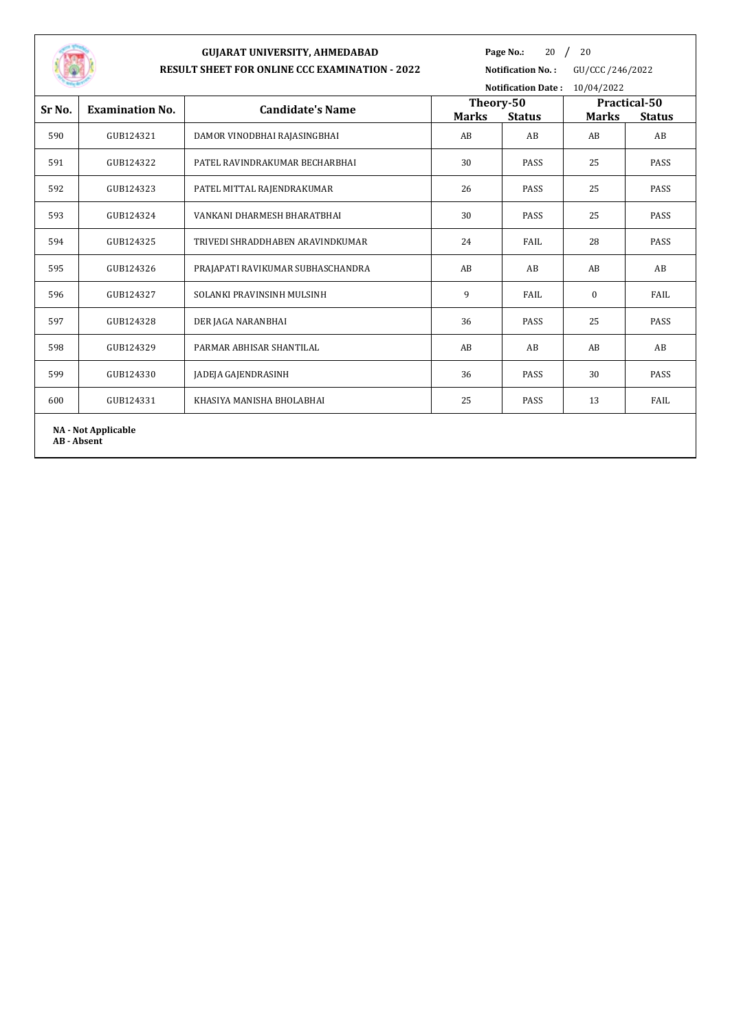# GUJARAT UNIVERSITY, AHMEDABAD

## RESULT SHEET FOR ONLINE CCC EXAMINATION - 2022

**Notification No. :** GU/CCC/246/2022

**Notification Date :** 10/04/2022

| Sr No. | Examination No. | Candidate's Name | Theory-50 | | Practical-50 | |
|---|---|---|---|---|---|---|
| | | | Marks | Status | Marks | Status |
| 590 | GUB124321 | DAMOR VINODBHAI RAJASINGBHAI | AB | AB | AB | AB |
| 591 | GUB124322 | PATEL RAVINDRAKUMAR BECHARBHAI | 30 | PASS | 25 | PASS |
| 592 | GUB124323 | PATEL MITTAL RAJENDRAKUMAR | 26 | PASS | 25 | PASS |
| 593 | GUB124324 | VANKANI DHARMESH BHARATBHAI | 30 | PASS | 25 | PASS |
| 594 | GUB124325 | TRIVEDI SHRADDHABEN ARAVINDKUMAR | 24 | FAIL | 28 | PASS |
| 595 | GUB124326 | PRAJAPATI RAVIKUMAR SUBHASCHANDRA | AB | AB | AB | AB |
| 596 | GUB124327 | SOLANKI PRAVINSINH MULSINH | 9 | FAIL | 0 | FAIL |
| 597 | GUB124328 | DER JAGA NARANBHAI | 36 | PASS | 25 | PASS |
| 598 | GUB124329 | PARMAR ABHISAR SHANTILAL | AB | AB | AB | AB |
| 599 | GUB124330 | JADEJA GAJENDRASINH | 36 | PASS | 30 | PASS |
| 600 | GUB124331 | KHASIYA MANISHA BHOLABHAI | 25 | PASS | 13 | FAIL |

**NA - Not Applicable**
**AB - Absent**